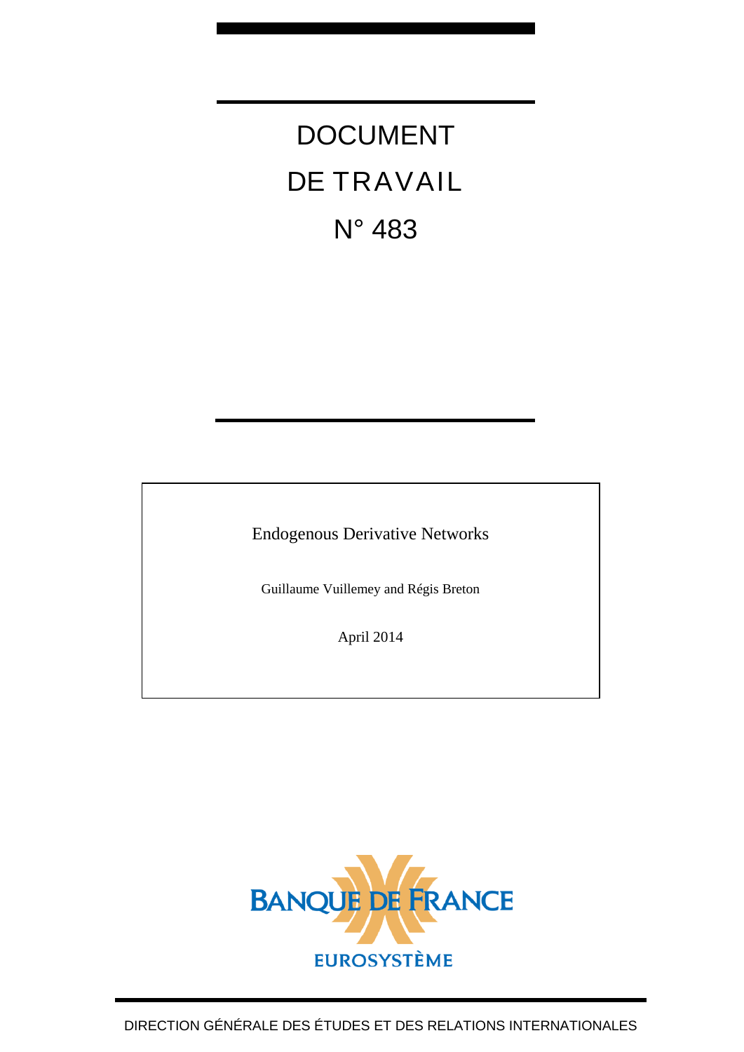# DOCUMENT DE TRAVAIL N° 483

## Endogenous Derivative Networks

Guillaume Vuillemey and Régis Breton

April 2014

BANQUE DE FRANCE

EUROSYSTÈME

DIRECTION GÉNÉRALE DES ÉTUDES ET DES RELATIONS INTERNATIONALES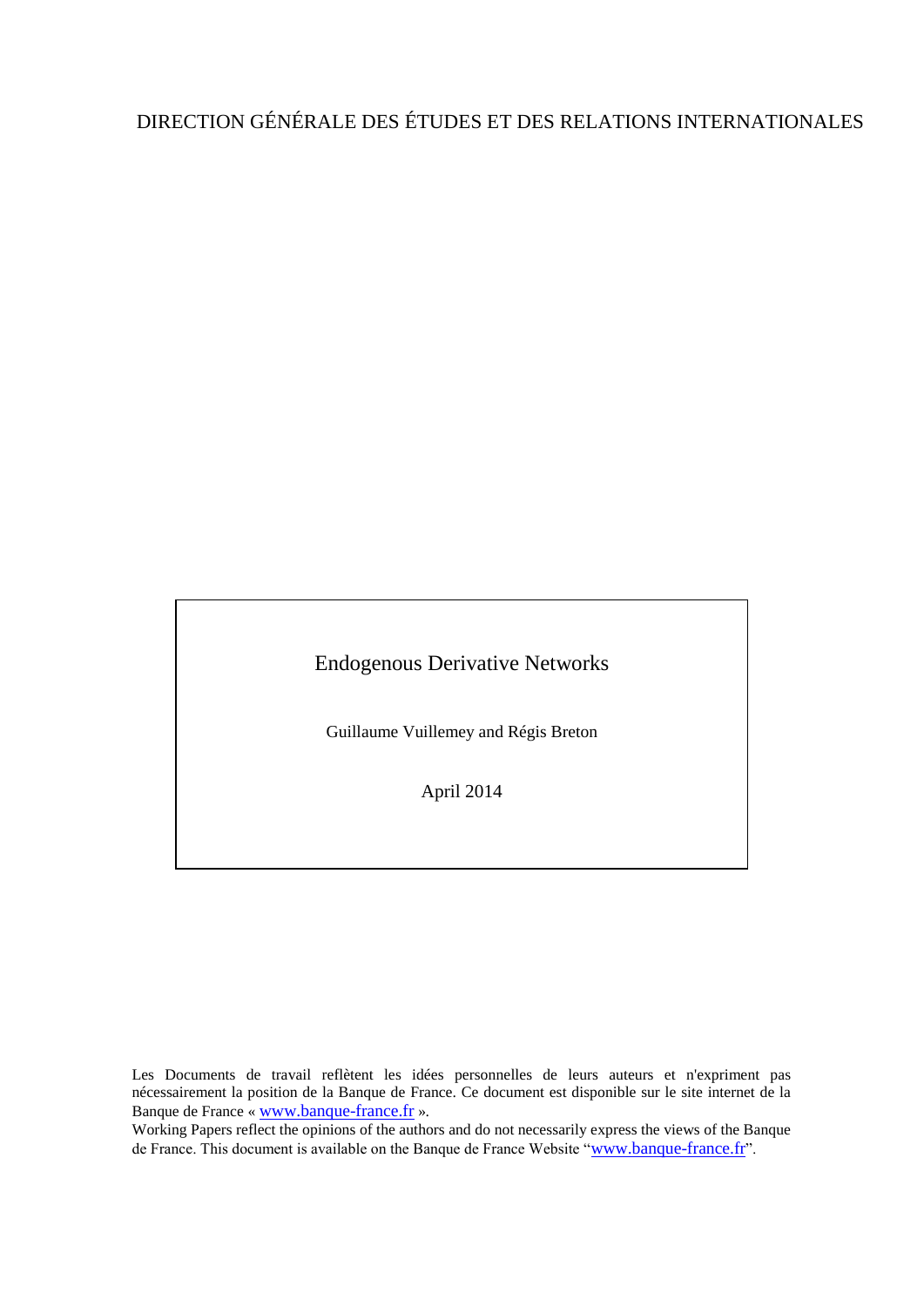DIRECTION GÉNÉRALE DES ÉTUDES ET DES RELATIONS INTERNATIONALES

Endogenous Derivative Networks

Guillaume Vuillemey and Régis Breton

April 2014

Les Documents de travail reflètent les idées personnelles de leurs auteurs et n'expriment pas nécessairement la position de la Banque de France. Ce document est disponible sur le site internet de la Banque de France « www.banque-france.fr ».

Working Papers reflect the opinions of the authors and do not necessarily express the views of the Banque de France. This document is available on the Banque de France Website "www.banque-france.fr".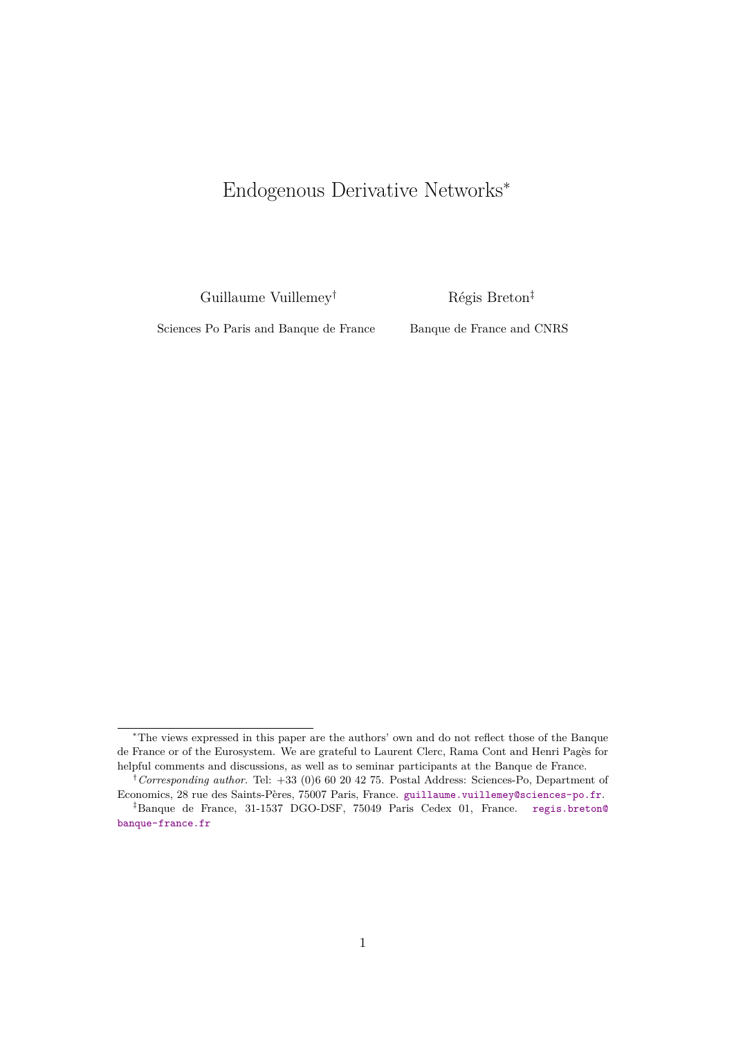# Endogenous Derivative Networks[*]

Guillaume Vuillemey[†]

Sciences Po Paris and Banque de France

Régis Breton[‡]

Banque de France and CNRS

---

[*]The views expressed in this paper are the authors' own and do not reflect those of the Banque de France or of the Eurosystem. We are grateful to Laurent Clerc, Rama Cont and Henri Pagès for helpful comments and discussions, as well as to seminar participants at the Banque de France.

[†]*Corresponding author*. Tel: +33 (0)6 60 20 42 75. Postal Address: Sciences-Po, Department of Economics, 28 rue des Saints-Pères, 75007 Paris, France. guillaume.vuillemey@sciences-po.fr.

[‡]Banque de France, 31-1537 DGO-DSF, 75049 Paris Cedex 01, France. regis.breton@banque-france.fr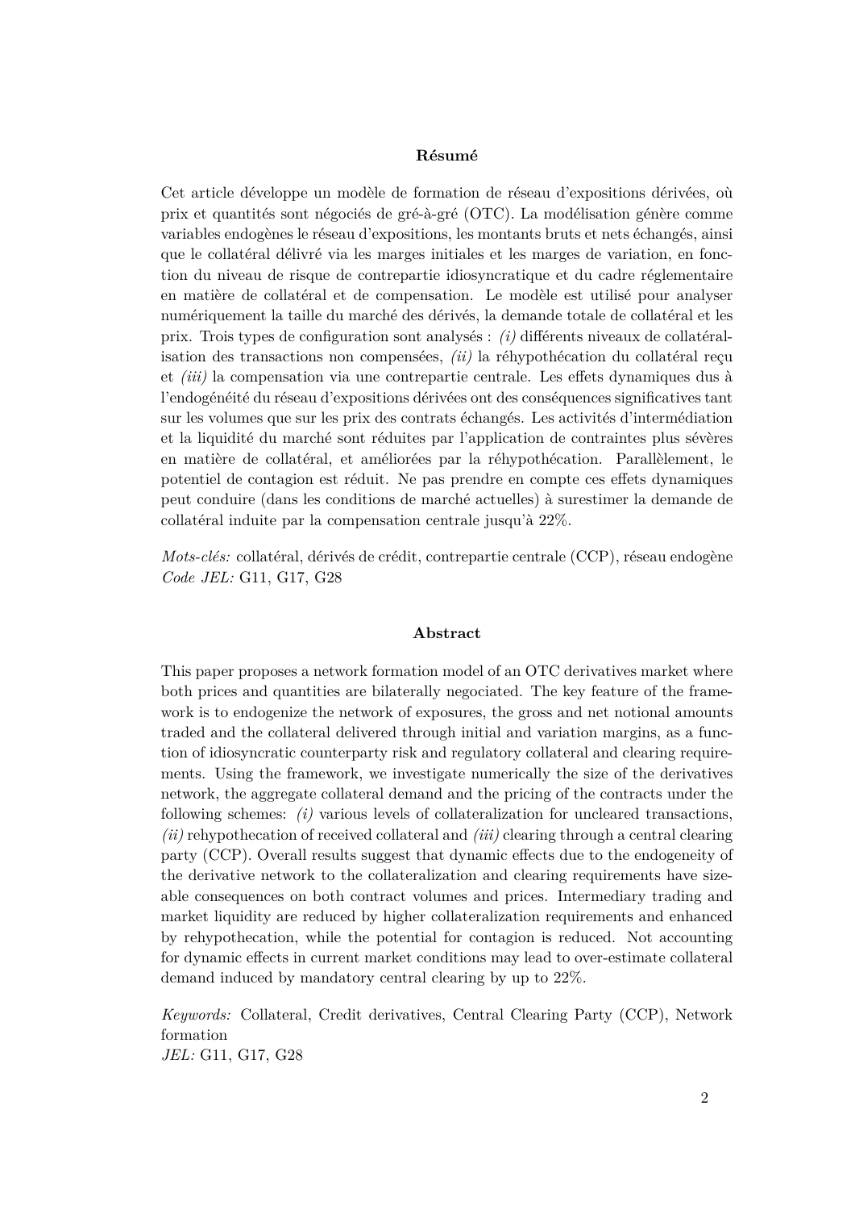**Résumé**

Cet article développe un modèle de formation de réseau d'expositions dérivées, où prix et quantités sont négociés de gré-à-gré (OTC). La modélisation génère comme variables endogènes le réseau d'expositions, les montants bruts et nets échangés, ainsi que le collatéral délivré via les marges initiales et les marges de variation, en fonction du niveau de risque de contrepartie idiosyncratique et du cadre réglementaire en matière de collatéral et de compensation. Le modèle est utilisé pour analyser numériquement la taille du marché des dérivés, la demande totale de collatéral et les prix. Trois types de configuration sont analysés : *(i)* différents niveaux de collatéralisation des transactions non compensées, *(ii)* la réhypothécation du collatéral reçu et *(iii)* la compensation via une contrepartie centrale. Les effets dynamiques dus à l'endogénéité du réseau d'expositions dérivées ont des conséquences significatives tant sur les volumes que sur les prix des contrats échangés. Les activités d'intermédiation et la liquidité du marché sont réduites par l'application de contraintes plus sévères en matière de collatéral, et améliorées par la réhypothécation. Parallèlement, le potentiel de contagion est réduit. Ne pas prendre en compte ces effets dynamiques peut conduire (dans les conditions de marché actuelles) à surestimer la demande de collatéral induite par la compensation centrale jusqu'à 22%.

*Mots-clés:* collatéral, dérivés de crédit, contrepartie centrale (CCP), réseau endogène
*Code JEL:* G11, G17, G28

**Abstract**

This paper proposes a network formation model of an OTC derivatives market where both prices and quantities are bilaterally negociated. The key feature of the framework is to endogenize the network of exposures, the gross and net notional amounts traded and the collateral delivered through initial and variation margins, as a function of idiosyncratic counterparty risk and regulatory collateral and clearing requirements. Using the framework, we investigate numerically the size of the derivatives network, the aggregate collateral demand and the pricing of the contracts under the following schemes: *(i)* various levels of collateralization for uncleared transactions, *(ii)* rehypothecation of received collateral and *(iii)* clearing through a central clearing party (CCP). Overall results suggest that dynamic effects due to the endogeneity of the derivative network to the collateralization and clearing requirements have sizeable consequences on both contract volumes and prices. Intermediary trading and market liquidity are reduced by higher collateralization requirements and enhanced by rehypothecation, while the potential for contagion is reduced. Not accounting for dynamic effects in current market conditions may lead to over-estimate collateral demand induced by mandatory central clearing by up to 22%.

*Keywords:* Collateral, Credit derivatives, Central Clearing Party (CCP), Network formation
*JEL:* G11, G17, G28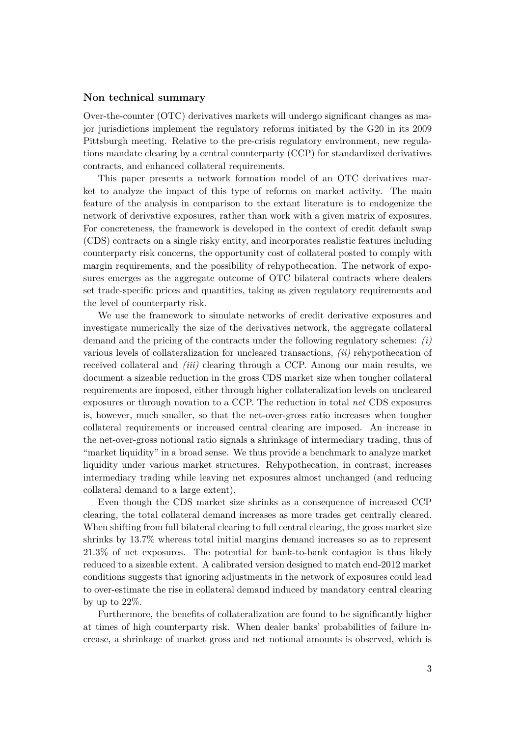### Non technical summary

Over-the-counter (OTC) derivatives markets will undergo significant changes as major jurisdictions implement the regulatory reforms initiated by the G20 in its 2009 Pittsburgh meeting. Relative to the pre-crisis regulatory environment, new regulations mandate clearing by a central counterparty (CCP) for standardized derivatives contracts, and enhanced collateral requirements.

This paper presents a network formation model of an OTC derivatives market to analyze the impact of this type of reforms on market activity. The main feature of the analysis in comparison to the extant literature is to endogenize the network of derivative exposures, rather than work with a given matrix of exposures. For concreteness, the framework is developed in the context of credit default swap (CDS) contracts on a single risky entity, and incorporates realistic features including counterparty risk concerns, the opportunity cost of collateral posted to comply with margin requirements, and the possibility of rehypothecation. The network of exposures emerges as the aggregate outcome of OTC bilateral contracts where dealers set trade-specific prices and quantities, taking as given regulatory requirements and the level of counterparty risk.

We use the framework to simulate networks of credit derivative exposures and investigate numerically the size of the derivatives network, the aggregate collateral demand and the pricing of the contracts under the following regulatory schemes: *(i)* various levels of collateralization for uncleared transactions, *(ii)* rehypothecation of received collateral and *(iii)* clearing through a CCP. Among our main results, we document a sizeable reduction in the gross CDS market size when tougher collateral requirements are imposed, either through higher collateralization levels on uncleared exposures or through novation to a CCP. The reduction in total *net* CDS exposures is, however, much smaller, so that the net-over-gross ratio increases when tougher collateral requirements or increased central clearing are imposed. An increase in the net-over-gross notional ratio signals a shrinkage of intermediary trading, thus of "market liquidity" in a broad sense. We thus provide a benchmark to analyze market liquidity under various market structures. Rehypothecation, in contrast, increases intermediary trading while leaving net exposures almost unchanged (and reducing collateral demand to a large extent).

Even though the CDS market size shrinks as a consequence of increased CCP clearing, the total collateral demand increases as more trades get centrally cleared. When shifting from full bilateral clearing to full central clearing, the gross market size shrinks by 13.7% whereas total initial margins demand increases so as to represent 21.3% of net exposures. The potential for bank-to-bank contagion is thus likely reduced to a sizeable extent. A calibrated version designed to match end-2012 market conditions suggests that ignoring adjustments in the network of exposures could lead to over-estimate the rise in collateral demand induced by mandatory central clearing by up to 22%.

Furthermore, the benefits of collateralization are found to be significantly higher at times of high counterparty risk. When dealer banks' probabilities of failure increase, a shrinkage of market gross and net notional amounts is observed, which is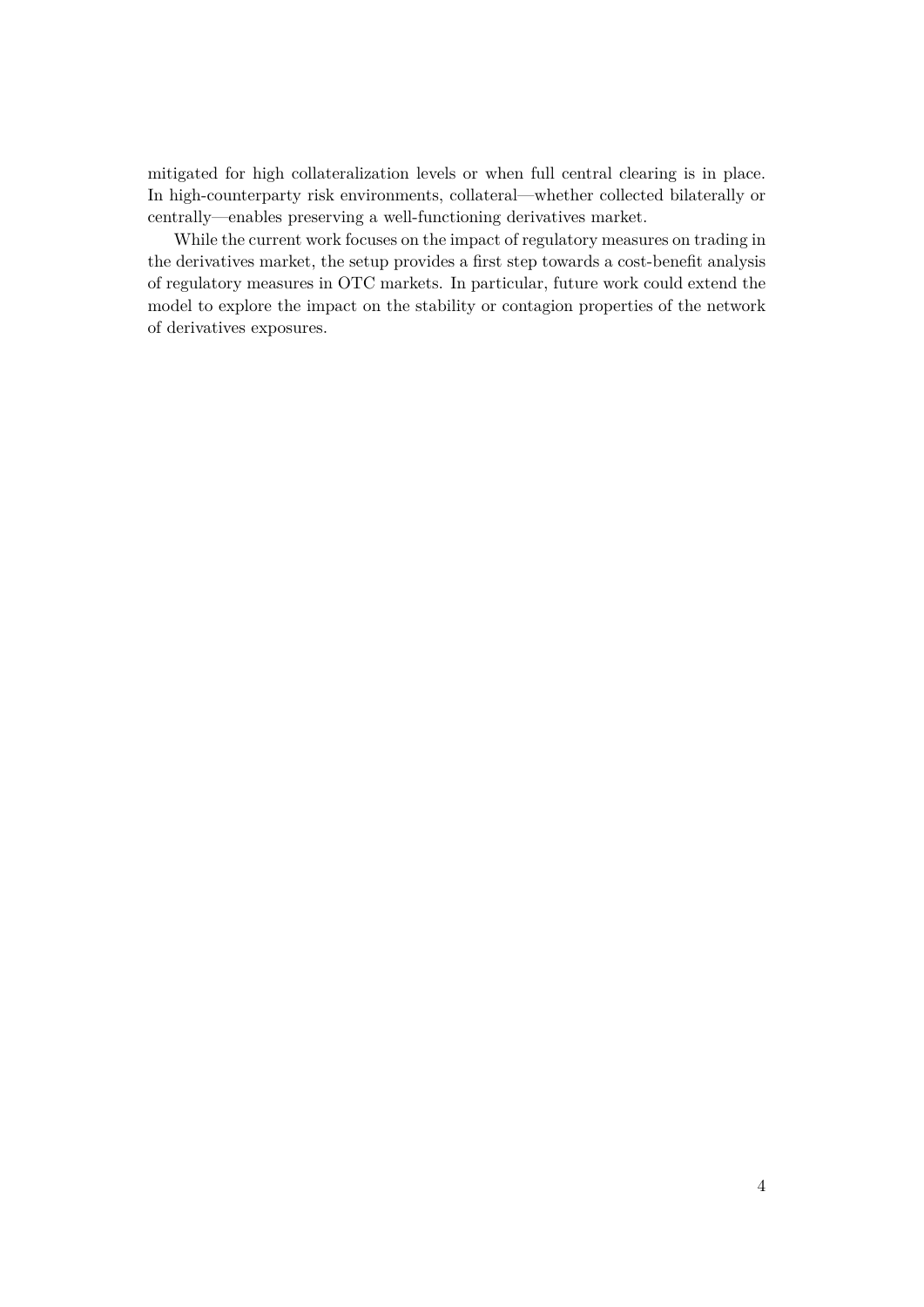mitigated for high collateralization levels or when full central clearing is in place. In high-counterparty risk environments, collateral—whether collected bilaterally or centrally—enables preserving a well-functioning derivatives market.

While the current work focuses on the impact of regulatory measures on trading in the derivatives market, the setup provides a first step towards a cost-benefit analysis of regulatory measures in OTC markets. In particular, future work could extend the model to explore the impact on the stability or contagion properties of the network of derivatives exposures.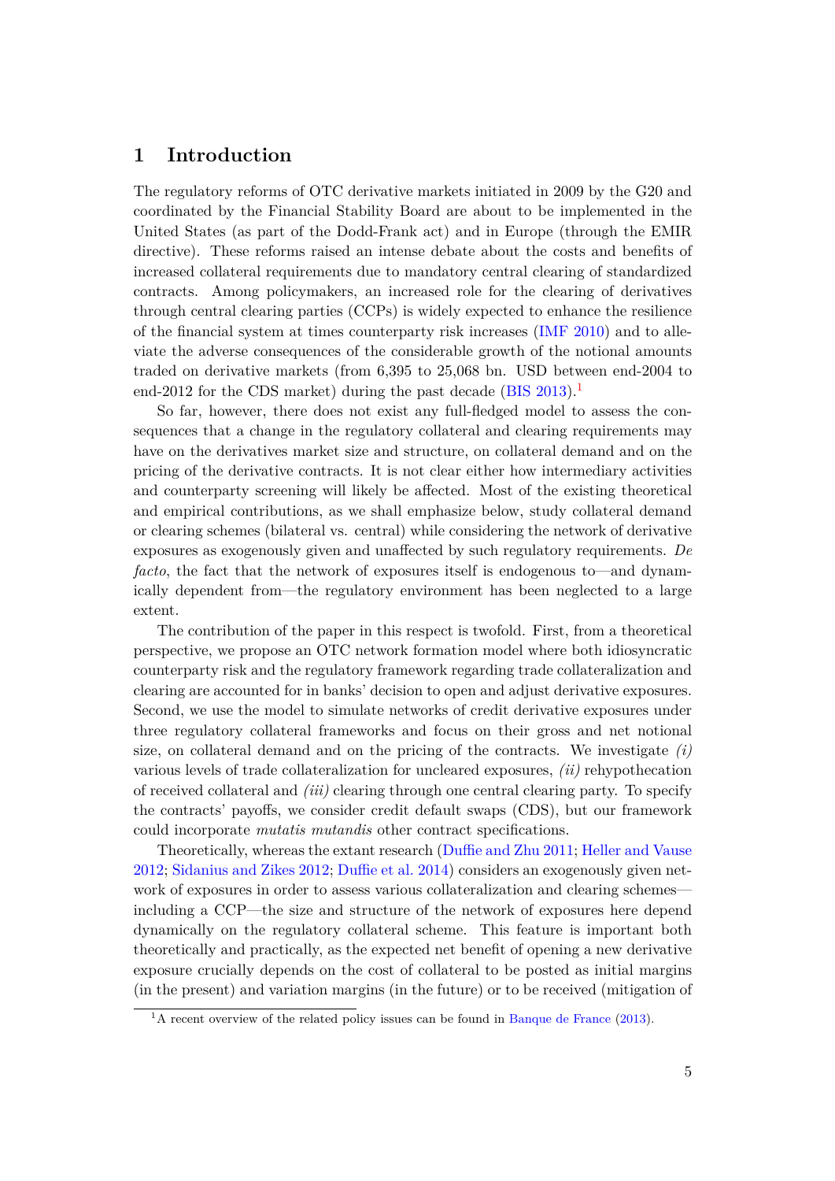# 1 Introduction

The regulatory reforms of OTC derivative markets initiated in 2009 by the G20 and coordinated by the Financial Stability Board are about to be implemented in the United States (as part of the Dodd-Frank act) and in Europe (through the EMIR directive). These reforms raised an intense debate about the costs and benefits of increased collateral requirements due to mandatory central clearing of standardized contracts. Among policymakers, an increased role for the clearing of derivatives through central clearing parties (CCPs) is widely expected to enhance the resilience of the financial system at times counterparty risk increases (IMF 2010) and to alleviate the adverse consequences of the considerable growth of the notional amounts traded on derivative markets (from 6,395 to 25,068 bn. USD between end-2004 to end-2012 for the CDS market) during the past decade (BIS 2013).[1]

So far, however, there does not exist any full-fledged model to assess the consequences that a change in the regulatory collateral and clearing requirements may have on the derivatives market size and structure, on collateral demand and on the pricing of the derivative contracts. It is not clear either how intermediary activities and counterparty screening will likely be affected. Most of the existing theoretical and empirical contributions, as we shall emphasize below, study collateral demand or clearing schemes (bilateral vs. central) while considering the network of derivative exposures as exogenously given and unaffected by such regulatory requirements. *De facto*, the fact that the network of exposures itself is endogenous to—and dynamically dependent from—the regulatory environment has been neglected to a large extent.

The contribution of the paper in this respect is twofold. First, from a theoretical perspective, we propose an OTC network formation model where both idiosyncratic counterparty risk and the regulatory framework regarding trade collateralization and clearing are accounted for in banks' decision to open and adjust derivative exposures. Second, we use the model to simulate networks of credit derivative exposures under three regulatory collateral frameworks and focus on their gross and net notional size, on collateral demand and on the pricing of the contracts. We investigate *(i)* various levels of trade collateralization for uncleared exposures, *(ii)* rehypothecation of received collateral and *(iii)* clearing through one central clearing party. To specify the contracts' payoffs, we consider credit default swaps (CDS), but our framework could incorporate *mutatis mutandis* other contract specifications.

Theoretically, whereas the extant research (Duffie and Zhu 2011; Heller and Vause 2012; Sidanius and Zikes 2012; Duffie et al. 2014) considers an exogenously given network of exposures in order to assess various collateralization and clearing schemes—including a CCP—the size and structure of the network of exposures here depend dynamically on the regulatory collateral scheme. This feature is important both theoretically and practically, as the expected net benefit of opening a new derivative exposure crucially depends on the cost of collateral to be posted as initial margins (in the present) and variation margins (in the future) or to be received (mitigation of

[1] A recent overview of the related policy issues can be found in Banque de France (2013).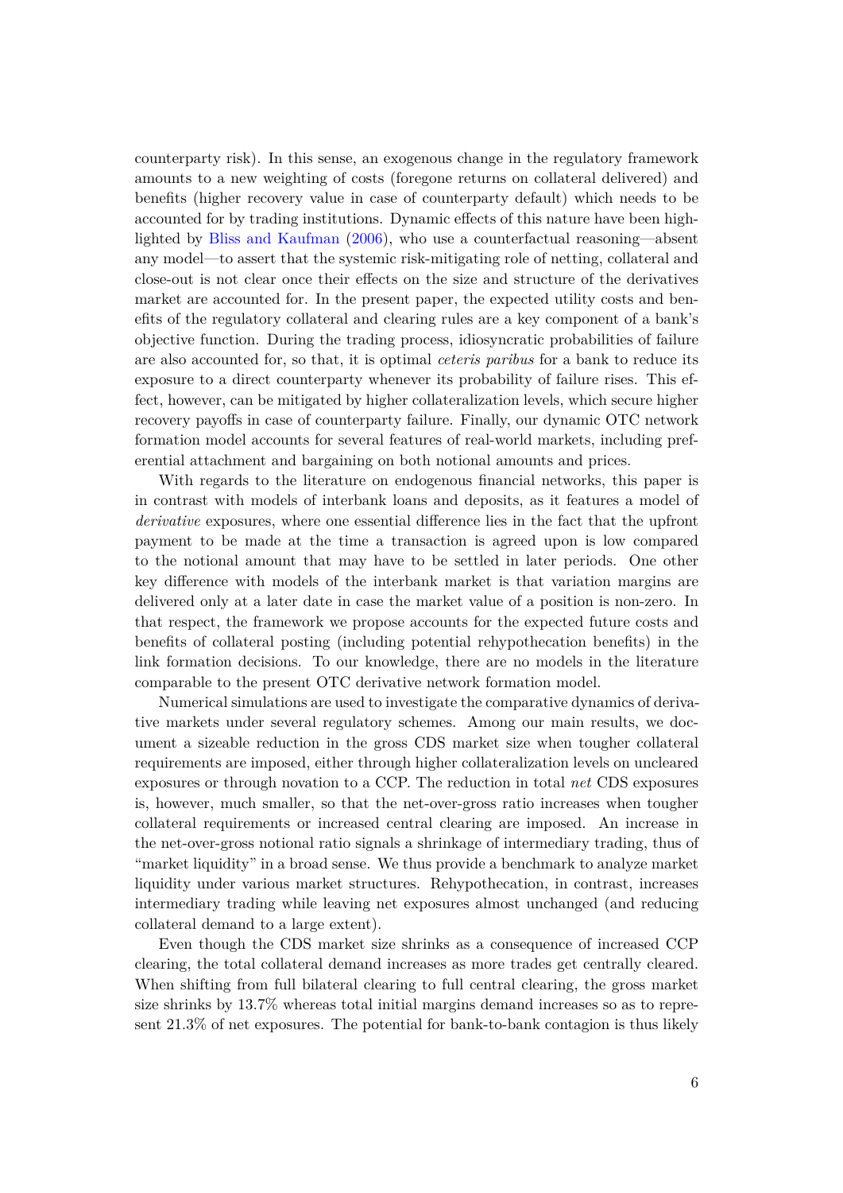counterparty risk). In this sense, an exogenous change in the regulatory framework amounts to a new weighting of costs (foregone returns on collateral delivered) and benefits (higher recovery value in case of counterparty default) which needs to be accounted for by trading institutions. Dynamic effects of this nature have been highlighted by Bliss and Kaufman (2006), who use a counterfactual reasoning—absent any model—to assert that the systemic risk-mitigating role of netting, collateral and close-out is not clear once their effects on the size and structure of the derivatives market are accounted for. In the present paper, the expected utility costs and benefits of the regulatory collateral and clearing rules are a key component of a bank's objective function. During the trading process, idiosyncratic probabilities of failure are also accounted for, so that, it is optimal *ceteris paribus* for a bank to reduce its exposure to a direct counterparty whenever its probability of failure rises. This effect, however, can be mitigated by higher collateralization levels, which secure higher recovery payoffs in case of counterparty failure. Finally, our dynamic OTC network formation model accounts for several features of real-world markets, including preferential attachment and bargaining on both notional amounts and prices.

With regards to the literature on endogenous financial networks, this paper is in contrast with models of interbank loans and deposits, as it features a model of *derivative* exposures, where one essential difference lies in the fact that the upfront payment to be made at the time a transaction is agreed upon is low compared to the notional amount that may have to be settled in later periods. One other key difference with models of the interbank market is that variation margins are delivered only at a later date in case the market value of a position is non-zero. In that respect, the framework we propose accounts for the expected future costs and benefits of collateral posting (including potential rehypothecation benefits) in the link formation decisions. To our knowledge, there are no models in the literature comparable to the present OTC derivative network formation model.

Numerical simulations are used to investigate the comparative dynamics of derivative markets under several regulatory schemes. Among our main results, we document a sizeable reduction in the gross CDS market size when tougher collateral requirements are imposed, either through higher collateralization levels on uncleared exposures or through novation to a CCP. The reduction in total *net* CDS exposures is, however, much smaller, so that the net-over-gross ratio increases when tougher collateral requirements or increased central clearing are imposed. An increase in the net-over-gross notional ratio signals a shrinkage of intermediary trading, thus of "market liquidity" in a broad sense. We thus provide a benchmark to analyze market liquidity under various market structures. Rehypothecation, in contrast, increases intermediary trading while leaving net exposures almost unchanged (and reducing collateral demand to a large extent).

Even though the CDS market size shrinks as a consequence of increased CCP clearing, the total collateral demand increases as more trades get centrally cleared. When shifting from full bilateral clearing to full central clearing, the gross market size shrinks by 13.7% whereas total initial margins demand increases so as to represent 21.3% of net exposures. The potential for bank-to-bank contagion is thus likely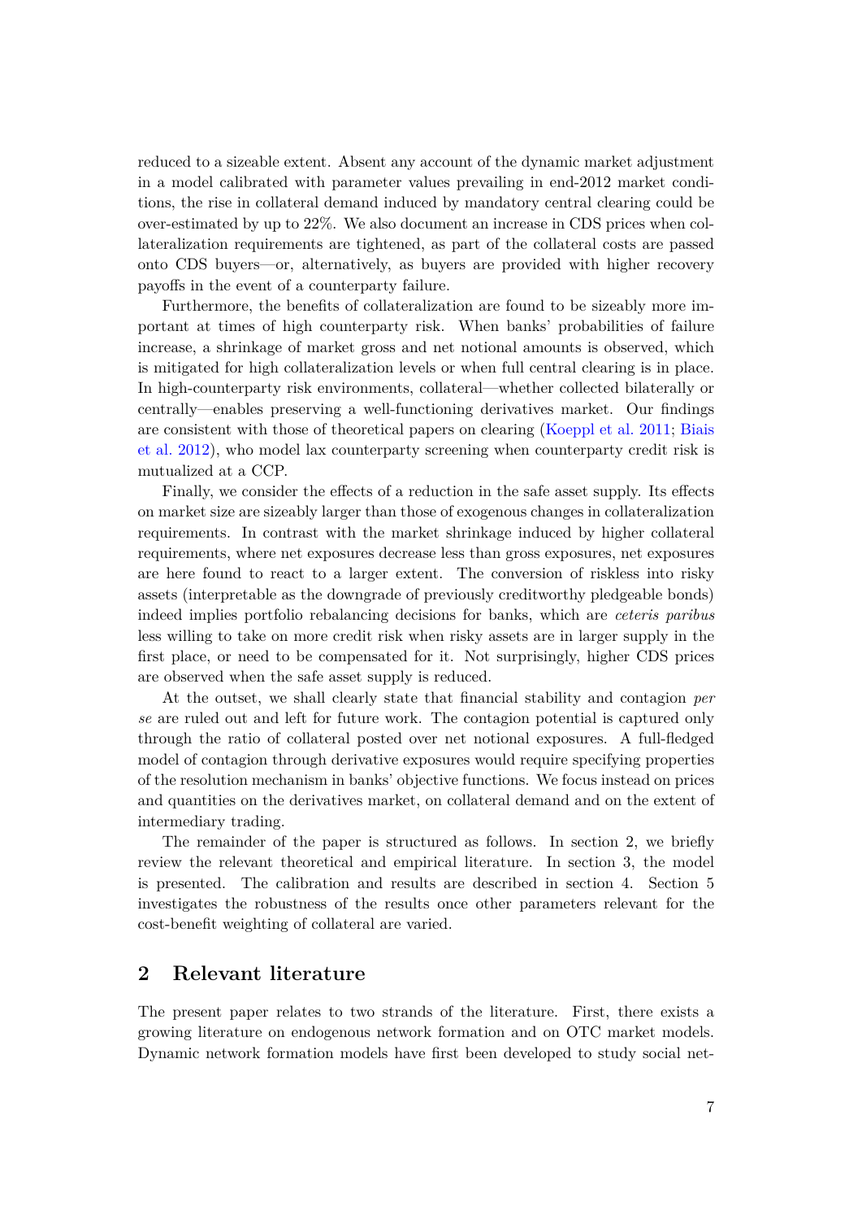reduced to a sizeable extent. Absent any account of the dynamic market adjustment in a model calibrated with parameter values prevailing in end-2012 market conditions, the rise in collateral demand induced by mandatory central clearing could be over-estimated by up to 22%. We also document an increase in CDS prices when collateralization requirements are tightened, as part of the collateral costs are passed onto CDS buyers—or, alternatively, as buyers are provided with higher recovery payoffs in the event of a counterparty failure.

Furthermore, the benefits of collateralization are found to be sizeably more important at times of high counterparty risk. When banks' probabilities of failure increase, a shrinkage of market gross and net notional amounts is observed, which is mitigated for high collateralization levels or when full central clearing is in place. In high-counterparty risk environments, collateral—whether collected bilaterally or centrally—enables preserving a well-functioning derivatives market. Our findings are consistent with those of theoretical papers on clearing (Koeppl et al. 2011; Biais et al. 2012), who model lax counterparty screening when counterparty credit risk is mutualized at a CCP.

Finally, we consider the effects of a reduction in the safe asset supply. Its effects on market size are sizeably larger than those of exogenous changes in collateralization requirements. In contrast with the market shrinkage induced by higher collateral requirements, where net exposures decrease less than gross exposures, net exposures are here found to react to a larger extent. The conversion of riskless into risky assets (interpretable as the downgrade of previously creditworthy pledgeable bonds) indeed implies portfolio rebalancing decisions for banks, which are *ceteris paribus* less willing to take on more credit risk when risky assets are in larger supply in the first place, or need to be compensated for it. Not surprisingly, higher CDS prices are observed when the safe asset supply is reduced.

At the outset, we shall clearly state that financial stability and contagion *per se* are ruled out and left for future work. The contagion potential is captured only through the ratio of collateral posted over net notional exposures. A full-fledged model of contagion through derivative exposures would require specifying properties of the resolution mechanism in banks' objective functions. We focus instead on prices and quantities on the derivatives market, on collateral demand and on the extent of intermediary trading.

The remainder of the paper is structured as follows. In section 2, we briefly review the relevant theoretical and empirical literature. In section 3, the model is presented. The calibration and results are described in section 4. Section 5 investigates the robustness of the results once other parameters relevant for the cost-benefit weighting of collateral are varied.

## 2 Relevant literature

The present paper relates to two strands of the literature. First, there exists a growing literature on endogenous network formation and on OTC market models. Dynamic network formation models have first been developed to study social net-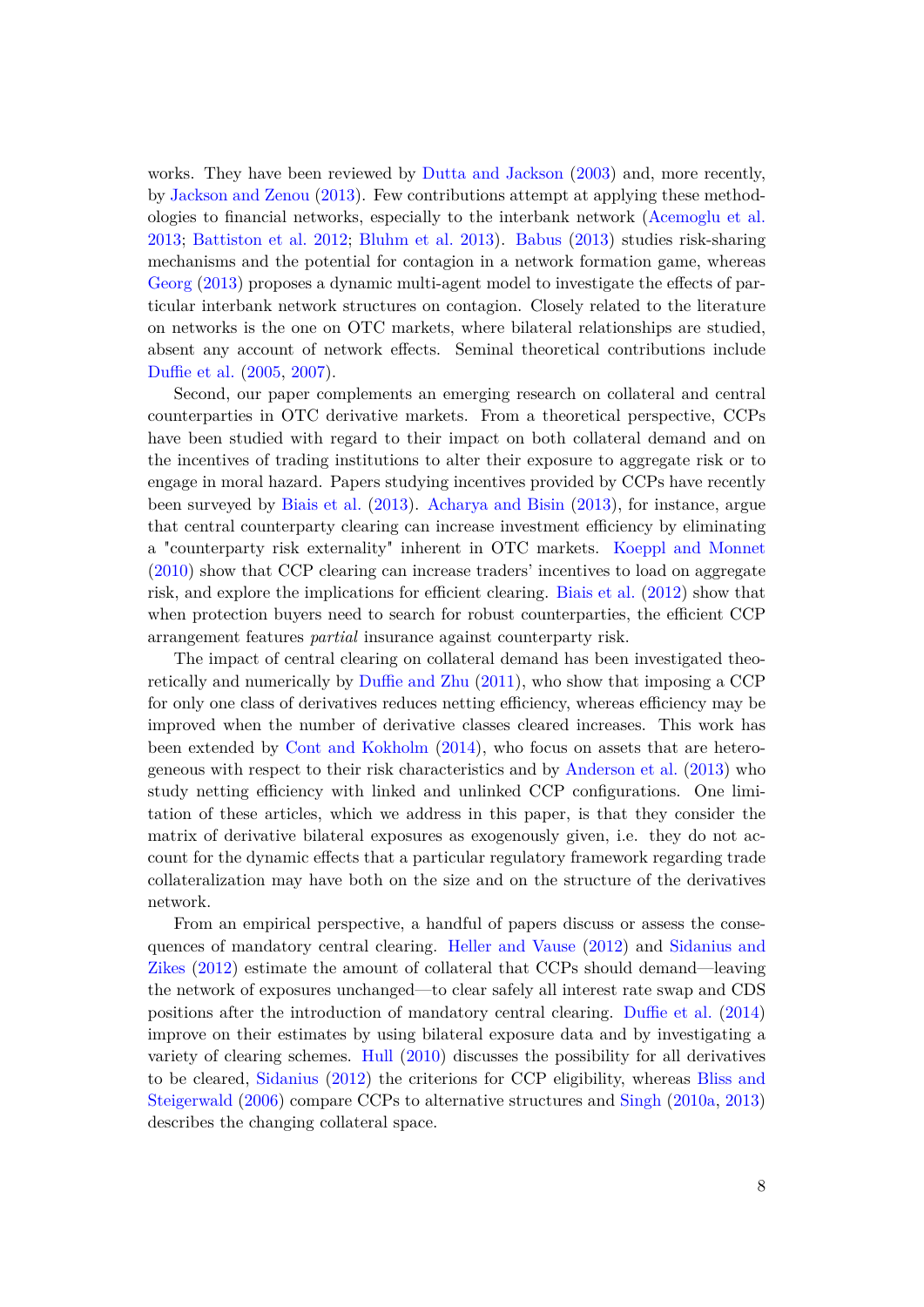works. They have been reviewed by Dutta and Jackson (2003) and, more recently, by Jackson and Zenou (2013). Few contributions attempt at applying these methodologies to financial networks, especially to the interbank network (Acemoglu et al. 2013; Battiston et al. 2012; Bluhm et al. 2013). Babus (2013) studies risk-sharing mechanisms and the potential for contagion in a network formation game, whereas Georg (2013) proposes a dynamic multi-agent model to investigate the effects of particular interbank network structures on contagion. Closely related to the literature on networks is the one on OTC markets, where bilateral relationships are studied, absent any account of network effects. Seminal theoretical contributions include Duffie et al. (2005, 2007).

Second, our paper complements an emerging research on collateral and central counterparties in OTC derivative markets. From a theoretical perspective, CCPs have been studied with regard to their impact on both collateral demand and on the incentives of trading institutions to alter their exposure to aggregate risk or to engage in moral hazard. Papers studying incentives provided by CCPs have recently been surveyed by Biais et al. (2013). Acharya and Bisin (2013), for instance, argue that central counterparty clearing can increase investment efficiency by eliminating a "counterparty risk externality" inherent in OTC markets. Koeppl and Monnet (2010) show that CCP clearing can increase traders' incentives to load on aggregate risk, and explore the implications for efficient clearing. Biais et al. (2012) show that when protection buyers need to search for robust counterparties, the efficient CCP arrangement features *partial* insurance against counterparty risk.

The impact of central clearing on collateral demand has been investigated theoretically and numerically by Duffie and Zhu (2011), who show that imposing a CCP for only one class of derivatives reduces netting efficiency, whereas efficiency may be improved when the number of derivative classes cleared increases. This work has been extended by Cont and Kokholm (2014), who focus on assets that are heterogeneous with respect to their risk characteristics and by Anderson et al. (2013) who study netting efficiency with linked and unlinked CCP configurations. One limitation of these articles, which we address in this paper, is that they consider the matrix of derivative bilateral exposures as exogenously given, i.e. they do not account for the dynamic effects that a particular regulatory framework regarding trade collateralization may have both on the size and on the structure of the derivatives network.

From an empirical perspective, a handful of papers discuss or assess the consequences of mandatory central clearing. Heller and Vause (2012) and Sidanius and Zikes (2012) estimate the amount of collateral that CCPs should demand—leaving the network of exposures unchanged—to clear safely all interest rate swap and CDS positions after the introduction of mandatory central clearing. Duffie et al. (2014) improve on their estimates by using bilateral exposure data and by investigating a variety of clearing schemes. Hull (2010) discusses the possibility for all derivatives to be cleared, Sidanius (2012) the criterions for CCP eligibility, whereas Bliss and Steigerwald (2006) compare CCPs to alternative structures and Singh (2010a, 2013) describes the changing collateral space.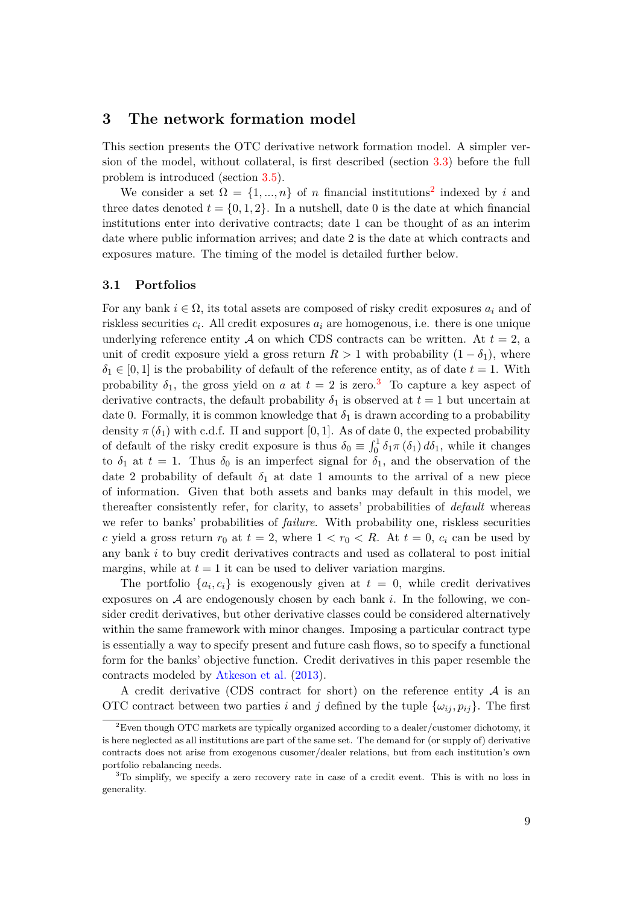## 3 The network formation model

This section presents the OTC derivative network formation model. A simpler version of the model, without collateral, is first described (section 3.3) before the full problem is introduced (section 3.5).

We consider a set $\Omega = \{1, ..., n\}$ of $n$ financial institutions[2] indexed by $i$ and three dates denoted $t = \{0, 1, 2\}$. In a nutshell, date 0 is the date at which financial institutions enter into derivative contracts; date 1 can be thought of as an interim date where public information arrives; and date 2 is the date at which contracts and exposures mature. The timing of the model is detailed further below.

### 3.1 Portfolios

For any bank $i \in \Omega$, its total assets are composed of risky credit exposures $a_i$ and of riskless securities $c_i$. All credit exposures $a_i$ are homogenous, i.e. there is one unique underlying reference entity $\mathcal{A}$ on which CDS contracts can be written. At $t = 2$, a unit of credit exposure yield a gross return $R > 1$ with probability $(1 - \delta_1)$, where $\delta_1 \in [0, 1]$ is the probability of default of the reference entity, as of date $t = 1$. With probability $\delta_1$, the gross yield on $a$ at $t = 2$ is zero.[3] To capture a key aspect of derivative contracts, the default probability $\delta_1$ is observed at $t = 1$ but uncertain at date 0. Formally, it is common knowledge that $\delta_1$ is drawn according to a probability density $\pi(\delta_1)$ with c.d.f. $\Pi$ and support $[0, 1]$. As of date 0, the expected probability of default of the risky credit exposure is thus $\delta_0 \equiv \int_0^1 \delta_1 \pi(\delta_1) \, d\delta_1$, while it changes to $\delta_1$ at $t = 1$. Thus $\delta_0$ is an imperfect signal for $\delta_1$, and the observation of the date 2 probability of default $\delta_1$ at date 1 amounts to the arrival of a new piece of information. Given that both assets and banks may default in this model, we thereafter consistently refer, for clarity, to assets' probabilities of *default* whereas we refer to banks' probabilities of *failure*. With probability one, riskless securities $c$ yield a gross return $r_0$ at $t = 2$, where $1 < r_0 < R$. At $t = 0$, $c_i$ can be used by any bank $i$ to buy credit derivatives contracts and used as collateral to post initial margins, while at $t = 1$ it can be used to deliver variation margins.

The portfolio $\{a_i, c_i\}$ is exogenously given at $t = 0$, while credit derivatives exposures on $\mathcal{A}$ are endogenously chosen by each bank $i$. In the following, we consider credit derivatives, but other derivative classes could be considered alternatively within the same framework with minor changes. Imposing a particular contract type is essentially a way to specify present and future cash flows, so to specify a functional form for the banks' objective function. Credit derivatives in this paper resemble the contracts modeled by Atkeson et al. (2013).

A credit derivative (CDS contract for short) on the reference entity $\mathcal{A}$ is an OTC contract between two parties $i$ and $j$ defined by the tuple $\{\omega_{ij}, p_{ij}\}$. The first

[2] Even though OTC markets are typically organized according to a dealer/customer dichotomy, it is here neglected as all institutions are part of the same set. The demand for (or supply of) derivative contracts does not arise from exogenous cusomer/dealer relations, but from each institution's own portfolio rebalancing needs.

[3] To simplify, we specify a zero recovery rate in case of a credit event. This is with no loss in generality.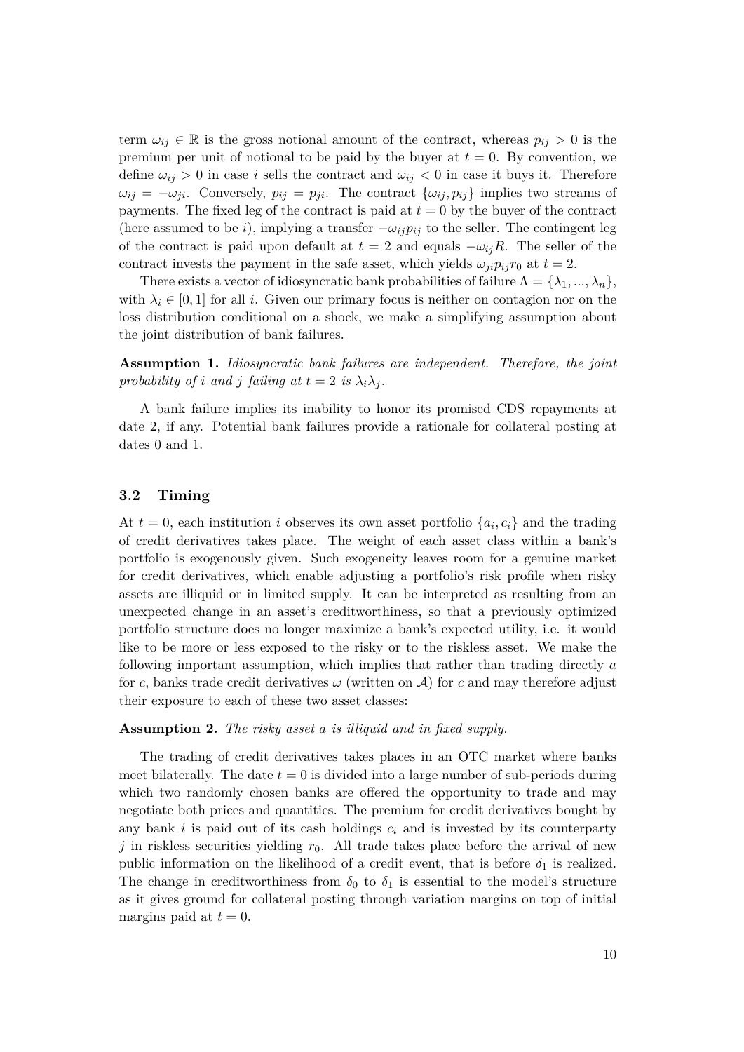term $\omega_{ij} \in \mathbb{R}$ is the gross notional amount of the contract, whereas $p_{ij} > 0$ is the premium per unit of notional to be paid by the buyer at $t = 0$. By convention, we define $\omega_{ij} > 0$ in case $i$ sells the contract and $\omega_{ij} < 0$ in case it buys it. Therefore $\omega_{ij} = -\omega_{ji}$. Conversely, $p_{ij} = p_{ji}$. The contract $\{\omega_{ij}, p_{ij}\}$ implies two streams of payments. The fixed leg of the contract is paid at $t = 0$ by the buyer of the contract (here assumed to be $i$), implying a transfer $-\omega_{ij}p_{ij}$ to the seller. The contingent leg of the contract is paid upon default at $t = 2$ and equals $-\omega_{ij}R$. The seller of the contract invests the payment in the safe asset, which yields $\omega_{ji}p_{ij}r_0$ at $t = 2$.

There exists a vector of idiosyncratic bank probabilities of failure $\Lambda = \{\lambda_1, ..., \lambda_n\}$, with $\lambda_i \in [0, 1]$ for all $i$. Given our primary focus is neither on contagion nor on the loss distribution conditional on a shock, we make a simplifying assumption about the joint distribution of bank failures.

**Assumption 1.** *Idiosyncratic bank failures are independent. Therefore, the joint probability of $i$ and $j$ failing at $t = 2$ is $\lambda_i\lambda_j$.*

A bank failure implies its inability to honor its promised CDS repayments at date 2, if any. Potential bank failures provide a rationale for collateral posting at dates 0 and 1.

### 3.2 Timing

At $t = 0$, each institution $i$ observes its own asset portfolio $\{a_i, c_i\}$ and the trading of credit derivatives takes place. The weight of each asset class within a bank's portfolio is exogenously given. Such exogeneity leaves room for a genuine market for credit derivatives, which enable adjusting a portfolio's risk profile when risky assets are illiquid or in limited supply. It can be interpreted as resulting from an unexpected change in an asset's creditworthiness, so that a previously optimized portfolio structure does no longer maximize a bank's expected utility, i.e. it would like to be more or less exposed to the risky or to the riskless asset. We make the following important assumption, which implies that rather than trading directly $a$ for $c$, banks trade credit derivatives $\omega$ (written on $\mathcal{A}$) for $c$ and may therefore adjust their exposure to each of these two asset classes:

**Assumption 2.** *The risky asset $a$ is illiquid and in fixed supply.*

The trading of credit derivatives takes places in an OTC market where banks meet bilaterally. The date $t = 0$ is divided into a large number of sub-periods during which two randomly chosen banks are offered the opportunity to trade and may negotiate both prices and quantities. The premium for credit derivatives bought by any bank $i$ is paid out of its cash holdings $c_i$ and is invested by its counterparty $j$ in riskless securities yielding $r_0$. All trade takes place before the arrival of new public information on the likelihood of a credit event, that is before $\delta_1$ is realized. The change in creditworthiness from $\delta_0$ to $\delta_1$ is essential to the model's structure as it gives ground for collateral posting through variation margins on top of initial margins paid at $t = 0$.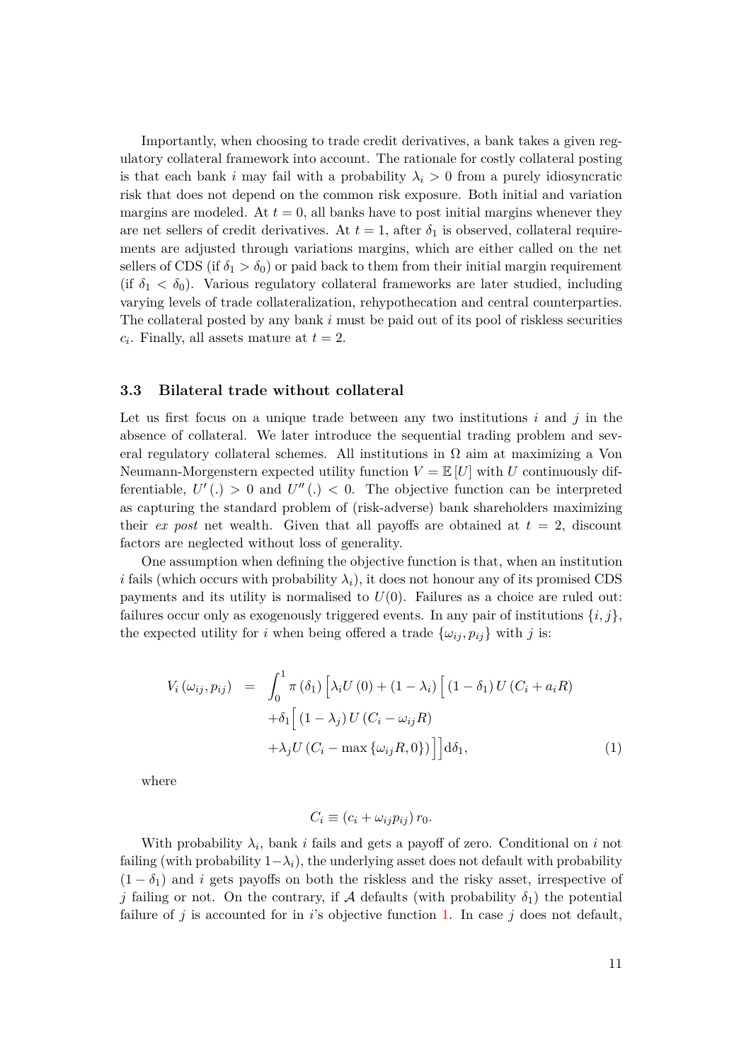Importantly, when choosing to trade credit derivatives, a bank takes a given regulatory collateral framework into account. The rationale for costly collateral posting is that each bank $i$ may fail with a probability $\lambda_i > 0$ from a purely idiosyncratic risk that does not depend on the common risk exposure. Both initial and variation margins are modeled. At $t = 0$, all banks have to post initial margins whenever they are net sellers of credit derivatives. At $t = 1$, after $\delta_1$ is observed, collateral requirements are adjusted through variations margins, which are either called on the net sellers of CDS (if $\delta_1 > \delta_0$) or paid back to them from their initial margin requirement (if $\delta_1 < \delta_0$). Various regulatory collateral frameworks are later studied, including varying levels of trade collateralization, rehypothecation and central counterparties. The collateral posted by any bank $i$ must be paid out of its pool of riskless securities $c_i$. Finally, all assets mature at $t = 2$.

### 3.3 Bilateral trade without collateral

Let us first focus on a unique trade between any two institutions $i$ and $j$ in the absence of collateral. We later introduce the sequential trading problem and several regulatory collateral schemes. All institutions in $\Omega$ aim at maximizing a Von Neumann-Morgenstern expected utility function $V = \mathbb{E}[U]$ with $U$ continuously differentiable, $U'(.) > 0$ and $U''(.) < 0$. The objective function can be interpreted as capturing the standard problem of (risk-adverse) bank shareholders maximizing their *ex post* net wealth. Given that all payoffs are obtained at $t = 2$, discount factors are neglected without loss of generality.

One assumption when defining the objective function is that, when an institution $i$ fails (which occurs with probability $\lambda_i$), it does not honour any of its promised CDS payments and its utility is normalised to $U(0)$. Failures as a choice are ruled out: failures occur only as exogenously triggered events. In any pair of institutions $\{i, j\}$, the expected utility for $i$ when being offered a trade $\{\omega_{ij}, p_{ij}\}$ with $j$ is:

$$
\begin{aligned}
V_i(\omega_{ij}, p_{ij}) = & \int_0^1 \pi(\delta_1) \Big[ \lambda_i U(0) + (1 - \lambda_i) \Big[ (1 - \delta_1) U(C_i + a_i R) \\
& + \delta_1 \Big[ (1 - \lambda_j) U(C_i - \omega_{ij} R) \\
& + \lambda_j U(C_i - \max\{\omega_{ij} R, 0\}) \Big] \Big] \mathrm{d}\delta_1, \qquad (1)
\end{aligned}
$$

where

$$
C_i \equiv (c_i + \omega_{ij} p_{ij}) r_0.
$$

With probability $\lambda_i$, bank $i$ fails and gets a payoff of zero. Conditional on $i$ not failing (with probability $1 - \lambda_i$), the underlying asset does not default with probability $(1 - \delta_1)$ and $i$ gets payoffs on both the riskless and the risky asset, irrespective of $j$ failing or not. On the contrary, if $\mathcal{A}$ defaults (with probability $\delta_1$) the potential failure of $j$ is accounted for in $i$'s objective function 1. In case $j$ does not default,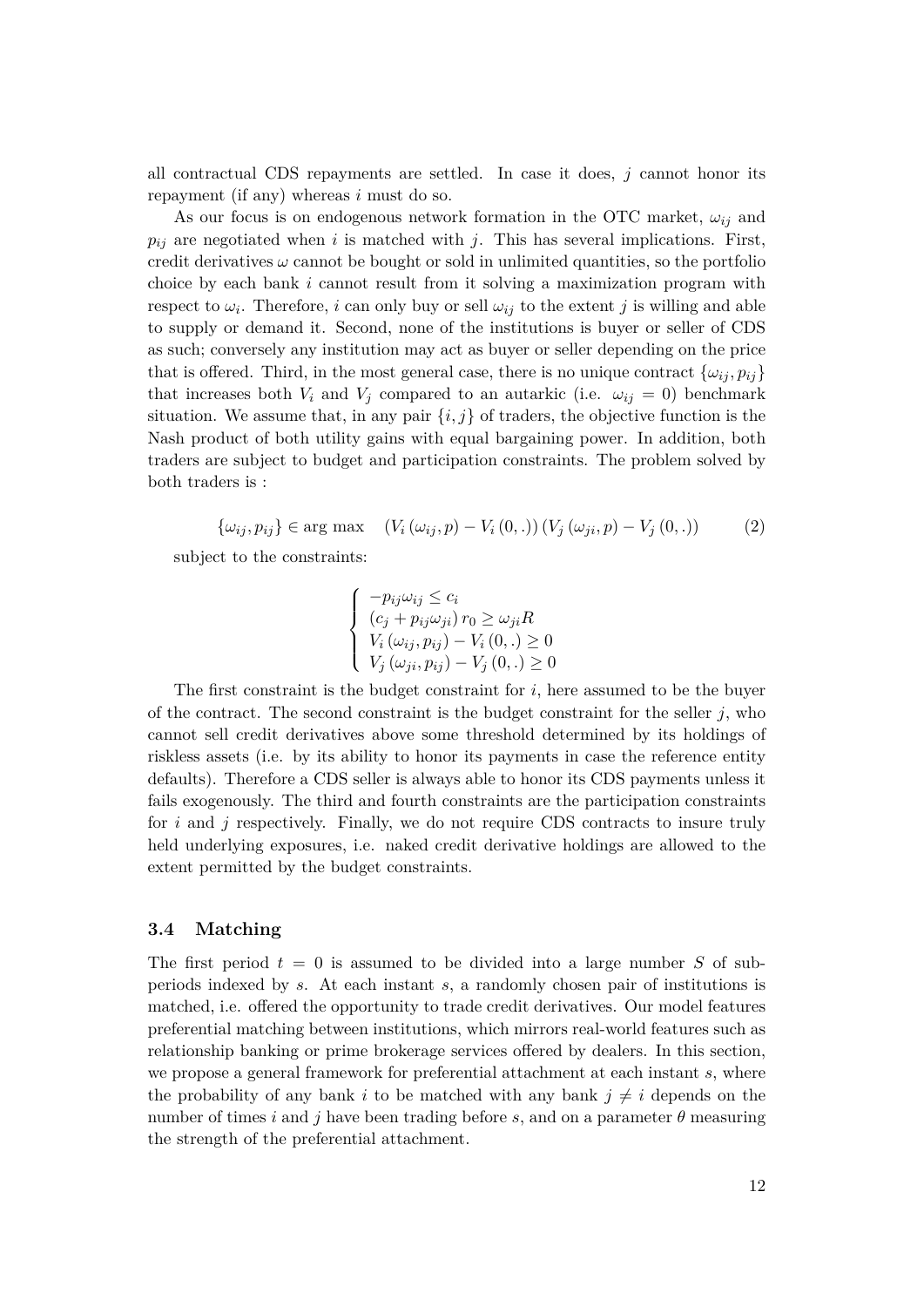all contractual CDS repayments are settled. In case it does, $j$ cannot honor its repayment (if any) whereas $i$ must do so.

As our focus is on endogenous network formation in the OTC market, $\omega_{ij}$ and $p_{ij}$ are negotiated when $i$ is matched with $j$. This has several implications. First, credit derivatives $\omega$ cannot be bought or sold in unlimited quantities, so the portfolio choice by each bank $i$ cannot result from it solving a maximization program with respect to $\omega_i$. Therefore, $i$ can only buy or sell $\omega_{ij}$ to the extent $j$ is willing and able to supply or demand it. Second, none of the institutions is buyer or seller of CDS as such; conversely any institution may act as buyer or seller depending on the price that is offered. Third, in the most general case, there is no unique contract $\{\omega_{ij}, p_{ij}\}$ that increases both $V_i$ and $V_j$ compared to an autarkic (i.e. $\omega_{ij} = 0$) benchmark situation. We assume that, in any pair $\{i, j\}$ of traders, the objective function is the Nash product of both utility gains with equal bargaining power. In addition, both traders are subject to budget and participation constraints. The problem solved by both traders is :

$$\{\omega_{ij}, p_{ij}\} \in \arg\max \quad \left(V_i\left(\omega_{ij}, p\right) - V_i\left(0, .\right)\right)\left(V_j\left(\omega_{ji}, p\right) - V_j\left(0, .\right)\right) \tag{2}$$

subject to the constraints:

$$\begin{cases} -p_{ij}\omega_{ij} \leq c_i \\ \left(c_j + p_{ij}\omega_{ji}\right) r_0 \geq \omega_{ji} R \\ V_i\left(\omega_{ij}, p_{ij}\right) - V_i\left(0, .\right) \geq 0 \\ V_j\left(\omega_{ji}, p_{ij}\right) - V_j\left(0, .\right) \geq 0 \end{cases}$$

The first constraint is the budget constraint for $i$, here assumed to be the buyer of the contract. The second constraint is the budget constraint for the seller $j$, who cannot sell credit derivatives above some threshold determined by its holdings of riskless assets (i.e. by its ability to honor its payments in case the reference entity defaults). Therefore a CDS seller is always able to honor its CDS payments unless it fails exogenously. The third and fourth constraints are the participation constraints for $i$ and $j$ respectively. Finally, we do not require CDS contracts to insure truly held underlying exposures, i.e. naked credit derivative holdings are allowed to the extent permitted by the budget constraints.

### 3.4 Matching

The first period $t = 0$ is assumed to be divided into a large number $S$ of subperiods indexed by $s$. At each instant $s$, a randomly chosen pair of institutions is matched, i.e. offered the opportunity to trade credit derivatives. Our model features preferential matching between institutions, which mirrors real-world features such as relationship banking or prime brokerage services offered by dealers. In this section, we propose a general framework for preferential attachment at each instant $s$, where the probability of any bank $i$ to be matched with any bank $j \neq i$ depends on the number of times $i$ and $j$ have been trading before $s$, and on a parameter $\theta$ measuring the strength of the preferential attachment.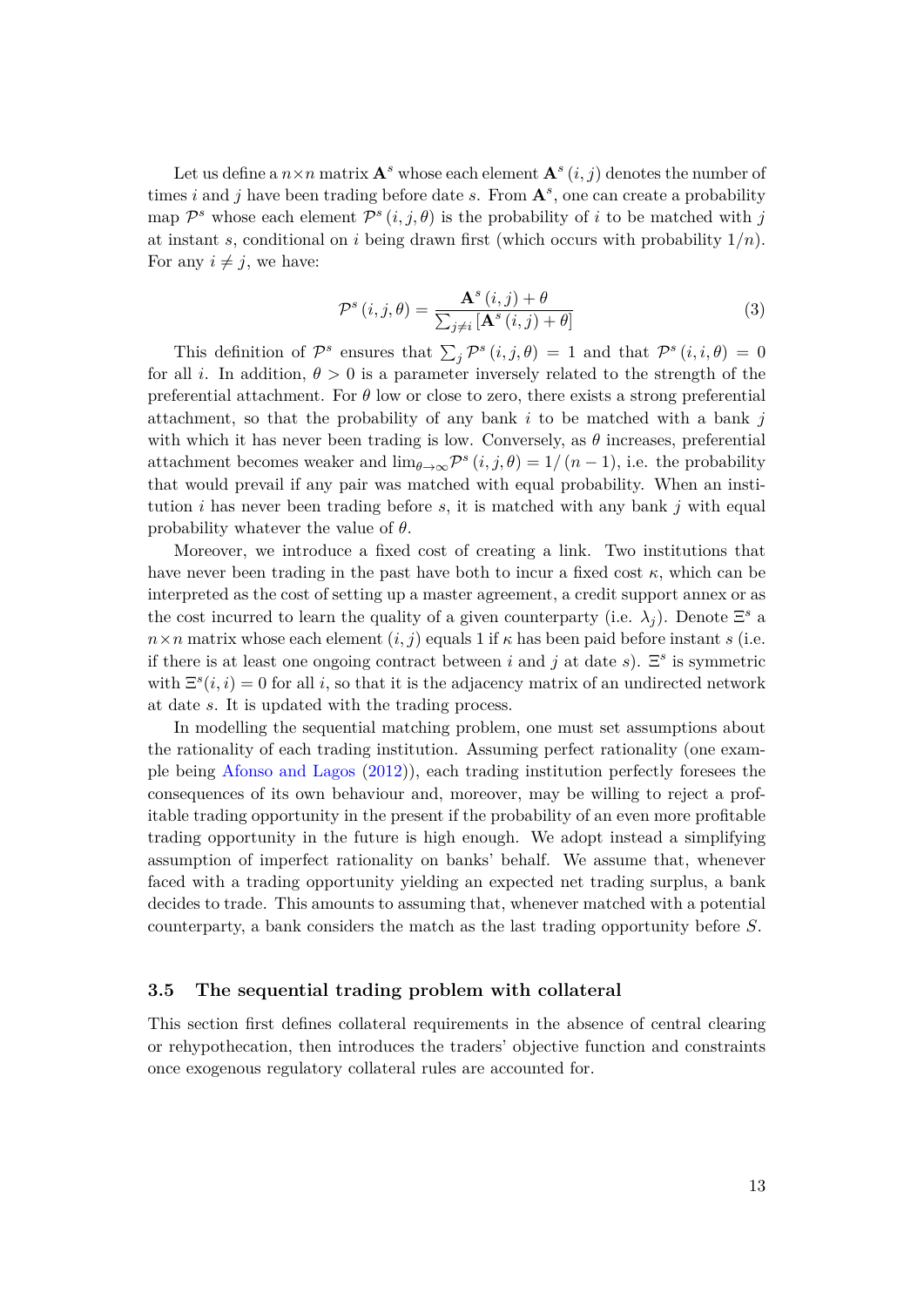Let us define a $n \times n$ matrix $\mathbf{A}^s$ whose each element $\mathbf{A}^s(i,j)$ denotes the number of times $i$ and $j$ have been trading before date $s$. From $\mathbf{A}^s$, one can create a probability map $\mathcal{P}^s$ whose each element $\mathcal{P}^s(i,j,\theta)$ is the probability of $i$ to be matched with $j$ at instant $s$, conditional on $i$ being drawn first (which occurs with probability $1/n$). For any $i \neq j$, we have:

$$\mathcal{P}^s(i,j,\theta) = \frac{\mathbf{A}^s(i,j) + \theta}{\sum_{j \neq i} [\mathbf{A}^s(i,j) + \theta]} \tag{3}$$

This definition of $\mathcal{P}^s$ ensures that $\sum_j \mathcal{P}^s(i,j,\theta) = 1$ and that $\mathcal{P}^s(i,i,\theta) = 0$ for all $i$. In addition, $\theta > 0$ is a parameter inversely related to the strength of the preferential attachment. For $\theta$ low or close to zero, there exists a strong preferential attachment, so that the probability of any bank $i$ to be matched with a bank $j$ with which it has never been trading is low. Conversely, as $\theta$ increases, preferential attachment becomes weaker and $\lim_{\theta \to \infty} \mathcal{P}^s(i,j,\theta) = 1/(n-1)$, i.e. the probability that would prevail if any pair was matched with equal probability. When an institution $i$ has never been trading before $s$, it is matched with any bank $j$ with equal probability whatever the value of $\theta$.

Moreover, we introduce a fixed cost of creating a link. Two institutions that have never been trading in the past have both to incur a fixed cost $\kappa$, which can be interpreted as the cost of setting up a master agreement, a credit support annex or as the cost incurred to learn the quality of a given counterparty (i.e. $\lambda_j$). Denote $\Xi^s$ a $n \times n$ matrix whose each element $(i,j)$ equals 1 if $\kappa$ has been paid before instant $s$ (i.e. if there is at least one ongoing contract between $i$ and $j$ at date $s$). $\Xi^s$ is symmetric with $\Xi^s(i,i) = 0$ for all $i$, so that it is the adjacency matrix of an undirected network at date $s$. It is updated with the trading process.

In modelling the sequential matching problem, one must set assumptions about the rationality of each trading institution. Assuming perfect rationality (one example being Afonso and Lagos (2012)), each trading institution perfectly foresees the consequences of its own behaviour and, moreover, may be willing to reject a profitable trading opportunity in the present if the probability of an even more profitable trading opportunity in the future is high enough. We adopt instead a simplifying assumption of imperfect rationality on banks' behalf. We assume that, whenever faced with a trading opportunity yielding an expected net trading surplus, a bank decides to trade. This amounts to assuming that, whenever matched with a potential counterparty, a bank considers the match as the last trading opportunity before $S$.

### 3.5 The sequential trading problem with collateral

This section first defines collateral requirements in the absence of central clearing or rehypothecation, then introduces the traders' objective function and constraints once exogenous regulatory collateral rules are accounted for.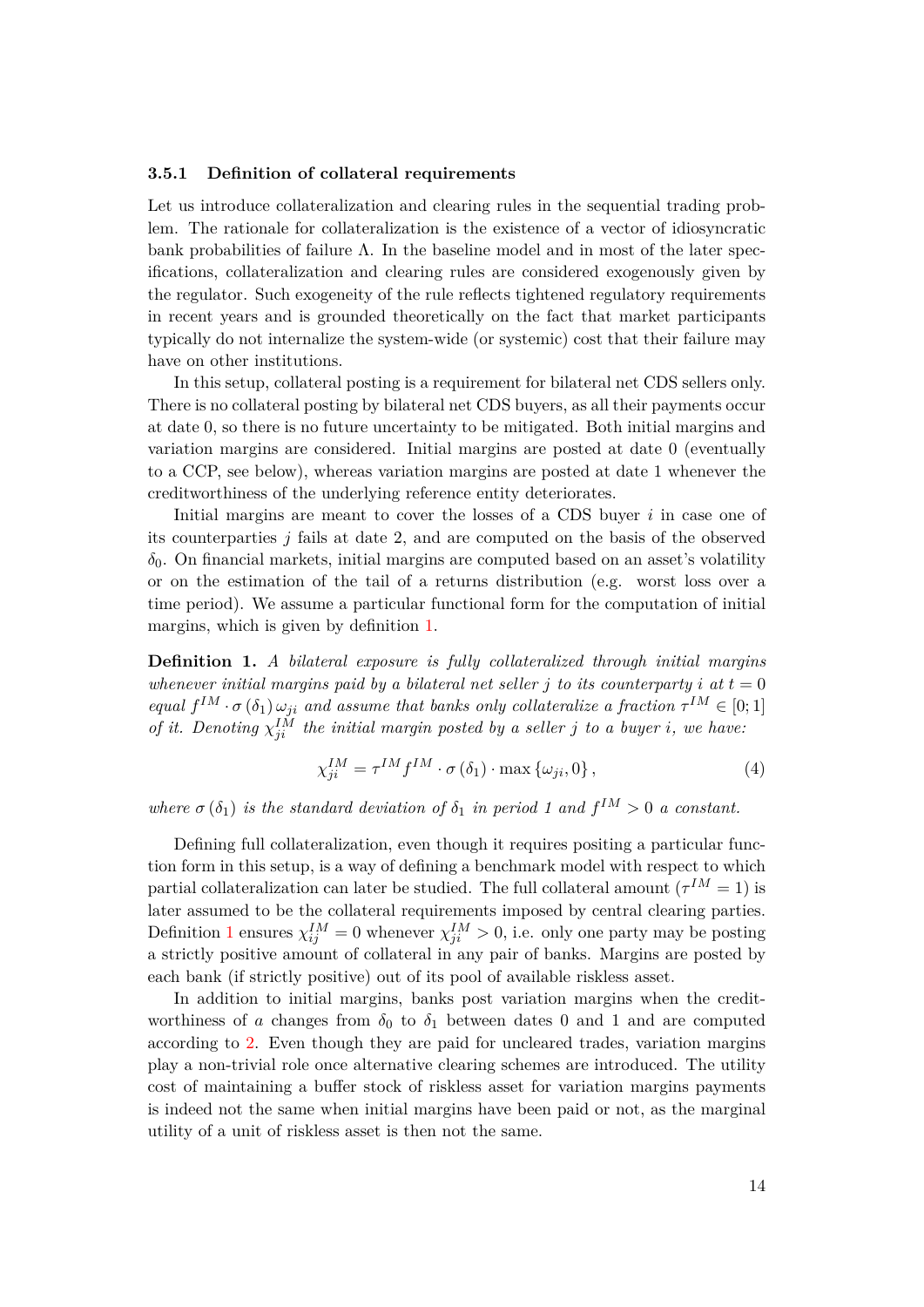### 3.5.1 Definition of collateral requirements

Let us introduce collateralization and clearing rules in the sequential trading problem. The rationale for collateralization is the existence of a vector of idiosyncratic bank probabilities of failure $\Lambda$. In the baseline model and in most of the later specifications, collateralization and clearing rules are considered exogenously given by the regulator. Such exogeneity of the rule reflects tightened regulatory requirements in recent years and is grounded theoretically on the fact that market participants typically do not internalize the system-wide (or systemic) cost that their failure may have on other institutions.

In this setup, collateral posting is a requirement for bilateral net CDS sellers only. There is no collateral posting by bilateral net CDS buyers, as all their payments occur at date 0, so there is no future uncertainty to be mitigated. Both initial margins and variation margins are considered. Initial margins are posted at date 0 (eventually to a CCP, see below), whereas variation margins are posted at date 1 whenever the creditworthiness of the underlying reference entity deteriorates.

Initial margins are meant to cover the losses of a CDS buyer $i$ in case one of its counterparties $j$ fails at date 2, and are computed on the basis of the observed $\delta_0$. On financial markets, initial margins are computed based on an asset's volatility or on the estimation of the tail of a returns distribution (e.g. worst loss over a time period). We assume a particular functional form for the computation of initial margins, which is given by definition 1.

**Definition 1.** *A bilateral exposure is fully collateralized through initial margins whenever initial margins paid by a bilateral net seller $j$ to its counterparty $i$ at $t = 0$ equal $f^{IM} \cdot \sigma(\delta_1)\,\omega_{ji}$ and assume that banks only collateralize a fraction $\tau^{IM} \in [0;1]$ of it. Denoting $\chi_{ji}^{IM}$ the initial margin posted by a seller $j$ to a buyer $i$, we have:*

$$\chi_{ji}^{IM} = \tau^{IM} f^{IM} \cdot \sigma(\delta_1) \cdot \max\{\omega_{ji}, 0\}, \tag{4}$$

*where $\sigma(\delta_1)$ is the standard deviation of $\delta_1$ in period 1 and $f^{IM} > 0$ a constant.*

Defining full collateralization, even though it requires positing a particular function form in this setup, is a way of defining a benchmark model with respect to which partial collateralization can later be studied. The full collateral amount ($\tau^{IM} = 1$) is later assumed to be the collateral requirements imposed by central clearing parties. Definition 1 ensures $\chi_{ij}^{IM} = 0$ whenever $\chi_{ji}^{IM} > 0$, i.e. only one party may be posting a strictly positive amount of collateral in any pair of banks. Margins are posted by each bank (if strictly positive) out of its pool of available riskless asset.

In addition to initial margins, banks post variation margins when the creditworthiness of $a$ changes from $\delta_0$ to $\delta_1$ between dates 0 and 1 and are computed according to 2. Even though they are paid for uncleared trades, variation margins play a non-trivial role once alternative clearing schemes are introduced. The utility cost of maintaining a buffer stock of riskless asset for variation margins payments is indeed not the same when initial margins have been paid or not, as the marginal utility of a unit of riskless asset is then not the same.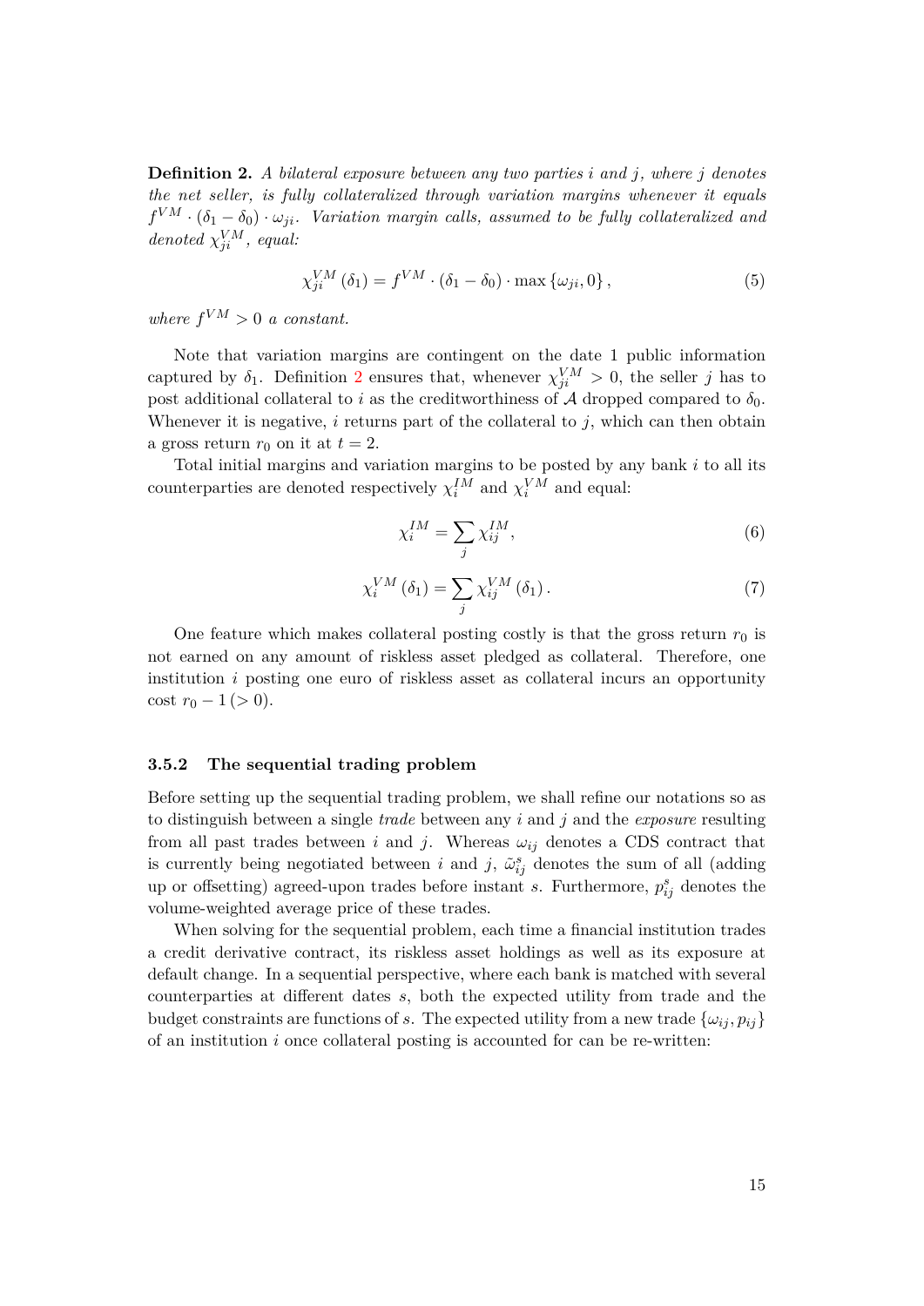**Definition 2.** *A bilateral exposure between any two parties $i$ and $j$, where $j$ denotes the net seller, is fully collateralized through variation margins whenever it equals $f^{VM} \cdot (\delta_1 - \delta_0) \cdot \omega_{ji}$. Variation margin calls, assumed to be fully collateralized and denoted $\chi_{ji}^{VM}$, equal:*

$$\chi_{ji}^{VM}(\delta_1) = f^{VM} \cdot (\delta_1 - \delta_0) \cdot \max\{\omega_{ji}, 0\}, \tag{5}$$

*where $f^{VM} > 0$ a constant.*

Note that variation margins are contingent on the date 1 public information captured by $\delta_1$. Definition 2 ensures that, whenever $\chi_{ji}^{VM} > 0$, the seller $j$ has to post additional collateral to $i$ as the creditworthiness of $\mathcal{A}$ dropped compared to $\delta_0$. Whenever it is negative, $i$ returns part of the collateral to $j$, which can then obtain a gross return $r_0$ on it at $t = 2$.

Total initial margins and variation margins to be posted by any bank $i$ to all its counterparties are denoted respectively $\chi_i^{IM}$ and $\chi_i^{VM}$ and equal:

$$\chi_i^{IM} = \sum_j \chi_{ij}^{IM}, \tag{6}$$

$$\chi_i^{VM}(\delta_1) = \sum_j \chi_{ij}^{VM}(\delta_1). \tag{7}$$

One feature which makes collateral posting costly is that the gross return $r_0$ is not earned on any amount of riskless asset pledged as collateral. Therefore, one institution $i$ posting one euro of riskless asset as collateral incurs an opportunity cost $r_0 - 1\,(> 0)$.

### 3.5.2 The sequential trading problem

Before setting up the sequential trading problem, we shall refine our notations so as to distinguish between a single *trade* between any $i$ and $j$ and the *exposure* resulting from all past trades between $i$ and $j$. Whereas $\omega_{ij}$ denotes a CDS contract that is currently being negotiated between $i$ and $j$, $\tilde{\omega}_{ij}^s$ denotes the sum of all (adding up or offsetting) agreed-upon trades before instant $s$. Furthermore, $p_{ij}^s$ denotes the volume-weighted average price of these trades.

When solving for the sequential problem, each time a financial institution trades a credit derivative contract, its riskless asset holdings as well as its exposure at default change. In a sequential perspective, where each bank is matched with several counterparties at different dates $s$, both the expected utility from trade and the budget constraints are functions of $s$. The expected utility from a new trade $\{\omega_{ij}, p_{ij}\}$ of an institution $i$ once collateral posting is accounted for can be re-written: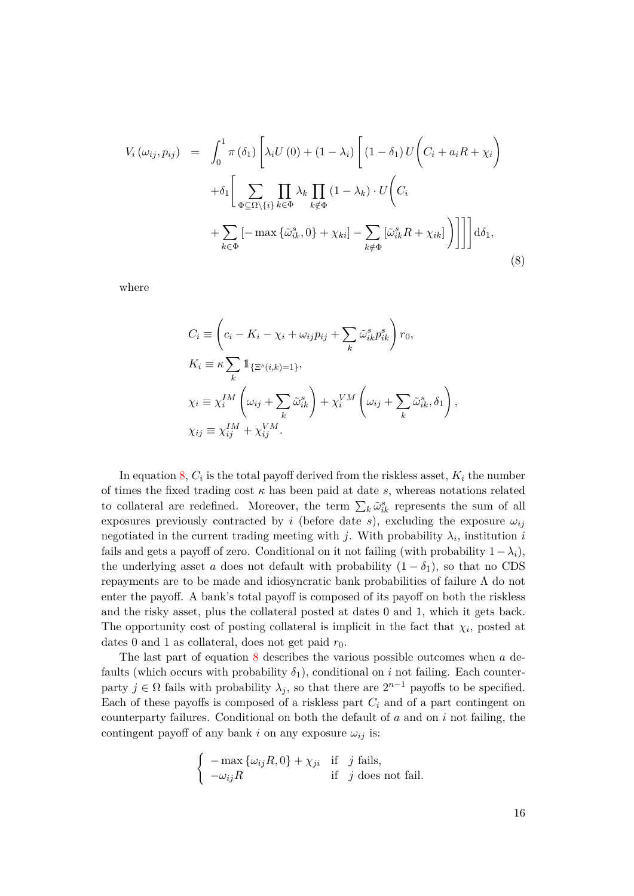$$
\begin{aligned}
V_i\left(\omega_{ij}, p_{ij}\right) \quad = \quad & \int_0^1 \pi\left(\delta_1\right)\Bigg[\lambda_i U\left(0\right) + \left(1-\lambda_i\right)\Bigg[\left(1-\delta_1\right) U\Bigg(C_i + a_i R + \chi_i\Bigg) \\
& + \delta_1 \Bigg[\sum_{\Phi \subseteq \Omega \setminus \{i\}} \prod_{k \in \Phi} \lambda_k \prod_{k \notin \Phi} \left(1-\lambda_k\right) \cdot U\Bigg(C_i \\
& + \sum_{k \in \Phi}\left[-\max\left\{\tilde{\omega}_{ik}^s, 0\right\} + \chi_{ki}\right] - \sum_{k \notin \Phi}\left[\tilde{\omega}_{ik}^s R + \chi_{ik}\right]\Bigg)\Bigg]\Bigg]\Bigg] \mathrm{d}\delta_1,
\end{aligned}
\tag{8}
$$

where

$$
\begin{aligned}
& C_i \equiv \left(c_i - K_i - \chi_i + \omega_{ij} p_{ij} + \sum_k \tilde{\omega}_{ik}^s p_{ik}^s\right) r_0, \\
& K_i \equiv \kappa \sum_k \mathbb{1}_{\{\Xi^s(i,k)=1\}}, \\
& \chi_i \equiv \chi_i^{IM}\left(\omega_{ij} + \sum_k \tilde{\omega}_{ik}^s\right) + \chi_i^{VM}\left(\omega_{ij} + \sum_k \tilde{\omega}_{ik}^s, \delta_1\right), \\
& \chi_{ij} \equiv \chi_{ij}^{IM} + \chi_{ij}^{VM}.
\end{aligned}
$$

In equation 8, $C_i$ is the total payoff derived from the riskless asset, $K_i$ the number of times the fixed trading cost $\kappa$ has been paid at date $s$, whereas notations related to collateral are redefined. Moreover, the term $\sum_k \tilde{\omega}_{ik}^s$ represents the sum of all exposures previously contracted by $i$ (before date $s$), excluding the exposure $\omega_{ij}$ negotiated in the current trading meeting with $j$. With probability $\lambda_i$, institution $i$ fails and gets a payoff of zero. Conditional on it not failing (with probability $1-\lambda_i$), the underlying asset $a$ does not default with probability $(1-\delta_1)$, so that no CDS repayments are to be made and idiosyncratic bank probabilities of failure $\Lambda$ do not enter the payoff. A bank's total payoff is composed of its payoff on both the riskless and the risky asset, plus the collateral posted at dates 0 and 1, which it gets back. The opportunity cost of posting collateral is implicit in the fact that $\chi_i$, posted at dates 0 and 1 as collateral, does not get paid $r_0$.

The last part of equation 8 describes the various possible outcomes when $a$ defaults (which occurs with probability $\delta_1$), conditional on $i$ not failing. Each counterparty $j \in \Omega$ fails with probability $\lambda_j$, so that there are $2^{n-1}$ payoffs to be specified. Each of these payoffs is composed of a riskless part $C_i$ and of a part contingent on counterparty failures. Conditional on both the default of $a$ and on $i$ not failing, the contingent payoff of any bank $i$ on any exposure $\omega_{ij}$ is:

$$
\begin{cases}
-\max\left\{\omega_{ij} R, 0\right\} + \chi_{ji} & \text{if} \quad j \text{ fails}, \\
-\omega_{ij} R & \text{if} \quad j \text{ does not fail}.
\end{cases}
$$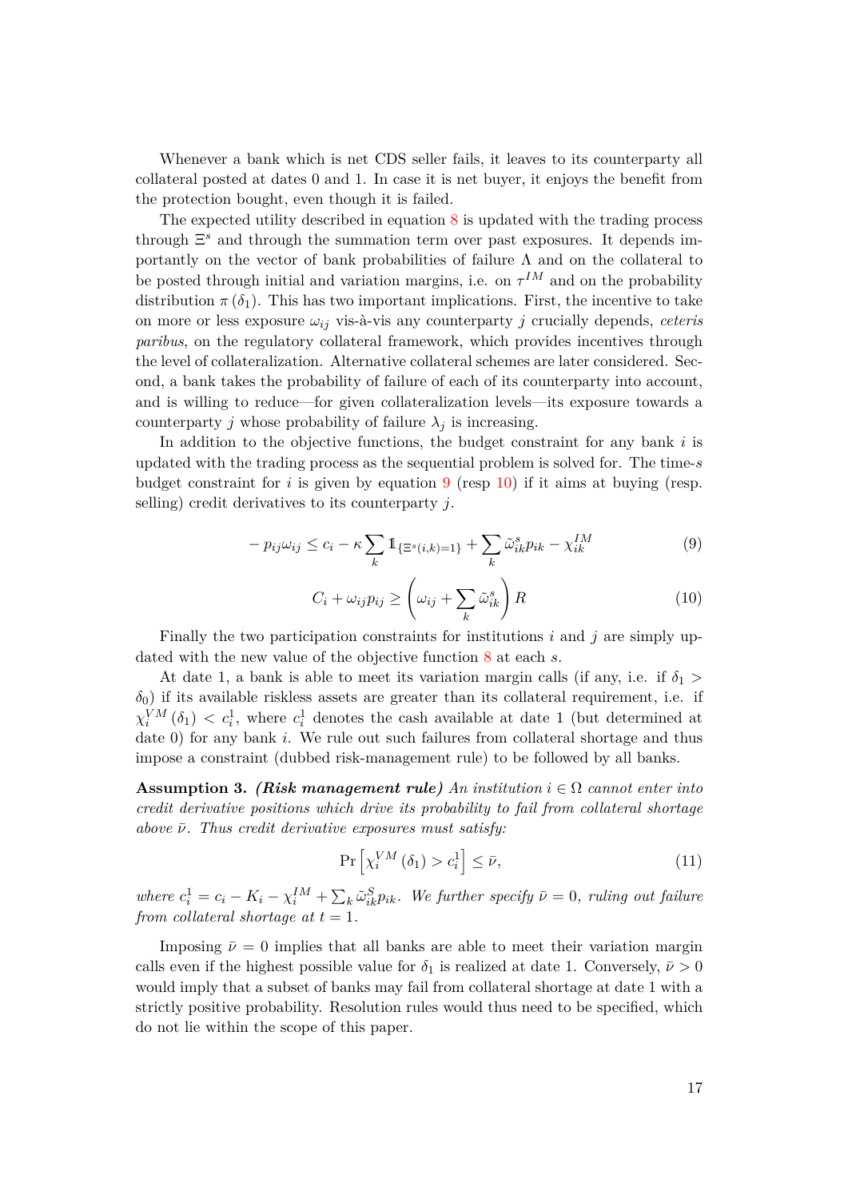Whenever a bank which is net CDS seller fails, it leaves to its counterparty all collateral posted at dates 0 and 1. In case it is net buyer, it enjoys the benefit from the protection bought, even though it is failed.

The expected utility described in equation 8 is updated with the trading process through $\Xi^s$ and through the summation term over past exposures. It depends importantly on the vector of bank probabilities of failure $\Lambda$ and on the collateral to be posted through initial and variation margins, i.e. on $\tau^{IM}$ and on the probability distribution $\pi(\delta_1)$. This has two important implications. First, the incentive to take on more or less exposure $\omega_{ij}$ vis-à-vis any counterparty $j$ crucially depends, *ceteris paribus*, on the regulatory collateral framework, which provides incentives through the level of collateralization. Alternative collateral schemes are later considered. Second, a bank takes the probability of failure of each of its counterparty into account, and is willing to reduce—for given collateralization levels—its exposure towards a counterparty $j$ whose probability of failure $\lambda_j$ is increasing.

In addition to the objective functions, the budget constraint for any bank $i$ is updated with the trading process as the sequential problem is solved for. The time-$s$ budget constraint for $i$ is given by equation 9 (resp 10) if it aims at buying (resp. selling) credit derivatives to its counterparty $j$.

$$-p_{ij}\omega_{ij} \leq c_i - \kappa \sum_k \mathbb{1}_{\{\Xi^s(i,k)=1\}} + \sum_k \tilde{\omega}^s_{ik} p_{ik} - \chi^{IM}_{ik} \tag{9}$$

$$C_i + \omega_{ij} p_{ij} \geq \left(\omega_{ij} + \sum_k \tilde{\omega}^s_{ik}\right) R \tag{10}$$

Finally the two participation constraints for institutions $i$ and $j$ are simply updated with the new value of the objective function 8 at each $s$.

At date 1, a bank is able to meet its variation margin calls (if any, i.e. if $\delta_1 > \delta_0$) if its available riskless assets are greater than its collateral requirement, i.e. if $\chi^{VM}_i(\delta_1) < c^1_i$, where $c^1_i$ denotes the cash available at date 1 (but determined at date 0) for any bank $i$. We rule out such failures from collateral shortage and thus impose a constraint (dubbed risk-management rule) to be followed by all banks.

**Assumption 3.** ***(Risk management rule)*** *An institution $i \in \Omega$ cannot enter into credit derivative positions which drive its probability to fail from collateral shortage above $\bar{\nu}$. Thus credit derivative exposures must satisfy:*

$$\Pr\left[\chi^{VM}_i(\delta_1) > c^1_i\right] \leq \bar{\nu}, \tag{11}$$

*where $c^1_i = c_i - K_i - \chi^{IM}_i + \sum_k \tilde{\omega}^S_{ik} p_{ik}$. We further specify $\bar{\nu} = 0$, ruling out failure from collateral shortage at $t = 1$.*

Imposing $\bar{\nu} = 0$ implies that all banks are able to meet their variation margin calls even if the highest possible value for $\delta_1$ is realized at date 1. Conversely, $\bar{\nu} > 0$ would imply that a subset of banks may fail from collateral shortage at date 1 with a strictly positive probability. Resolution rules would thus need to be specified, which do not lie within the scope of this paper.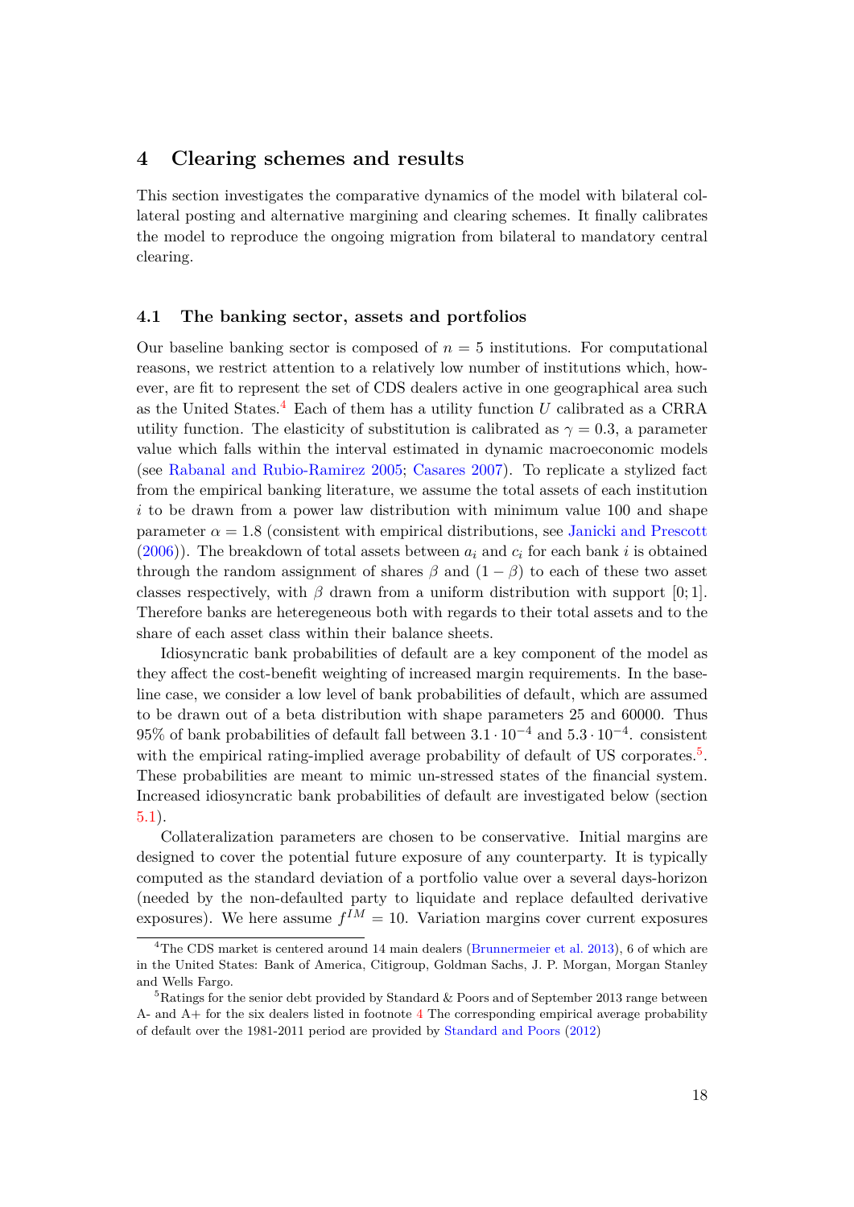## 4 Clearing schemes and results

This section investigates the comparative dynamics of the model with bilateral collateral posting and alternative margining and clearing schemes. It finally calibrates the model to reproduce the ongoing migration from bilateral to mandatory central clearing.

### 4.1 The banking sector, assets and portfolios

Our baseline banking sector is composed of $n = 5$ institutions. For computational reasons, we restrict attention to a relatively low number of institutions which, however, are fit to represent the set of CDS dealers active in one geographical area such as the United States.[4] Each of them has a utility function $U$ calibrated as a CRRA utility function. The elasticity of substitution is calibrated as $\gamma = 0.3$, a parameter value which falls within the interval estimated in dynamic macroeconomic models (see Rabanal and Rubio-Ramirez 2005; Casares 2007). To replicate a stylized fact from the empirical banking literature, we assume the total assets of each institution $i$ to be drawn from a power law distribution with minimum value 100 and shape parameter $\alpha = 1.8$ (consistent with empirical distributions, see Janicki and Prescott (2006)). The breakdown of total assets between $a_i$ and $c_i$ for each bank $i$ is obtained through the random assignment of shares $\beta$ and $(1 - \beta)$ to each of these two asset classes respectively, with $\beta$ drawn from a uniform distribution with support $[0; 1]$. Therefore banks are heterogeneous both with regards to their total assets and to the share of each asset class within their balance sheets.

Idiosyncratic bank probabilities of default are a key component of the model as they affect the cost-benefit weighting of increased margin requirements. In the baseline case, we consider a low level of bank probabilities of default, which are assumed to be drawn out of a beta distribution with shape parameters 25 and 60000. Thus 95% of bank probabilities of default fall between $3.1 \cdot 10^{-4}$ and $5.3 \cdot 10^{-4}$. consistent with the empirical rating-implied average probability of default of US corporates.[5]. These probabilities are meant to mimic un-stressed states of the financial system. Increased idiosyncratic bank probabilities of default are investigated below (section 5.1).

Collateralization parameters are chosen to be conservative. Initial margins are designed to cover the potential future exposure of any counterparty. It is typically computed as the standard deviation of a portfolio value over a several days-horizon (needed by the non-defaulted party to liquidate and replace defaulted derivative exposures). We here assume $f^{IM} = 10$. Variation margins cover current exposures

---

[4] The CDS market is centered around 14 main dealers (Brunnermeier et al. 2013), 6 of which are in the United States: Bank of America, Citigroup, Goldman Sachs, J. P. Morgan, Morgan Stanley and Wells Fargo.

[5] Ratings for the senior debt provided by Standard & Poors and of September 2013 range between A- and A+ for the six dealers listed in footnote 4 The corresponding empirical average probability of default over the 1981-2011 period are provided by Standard and Poors (2012)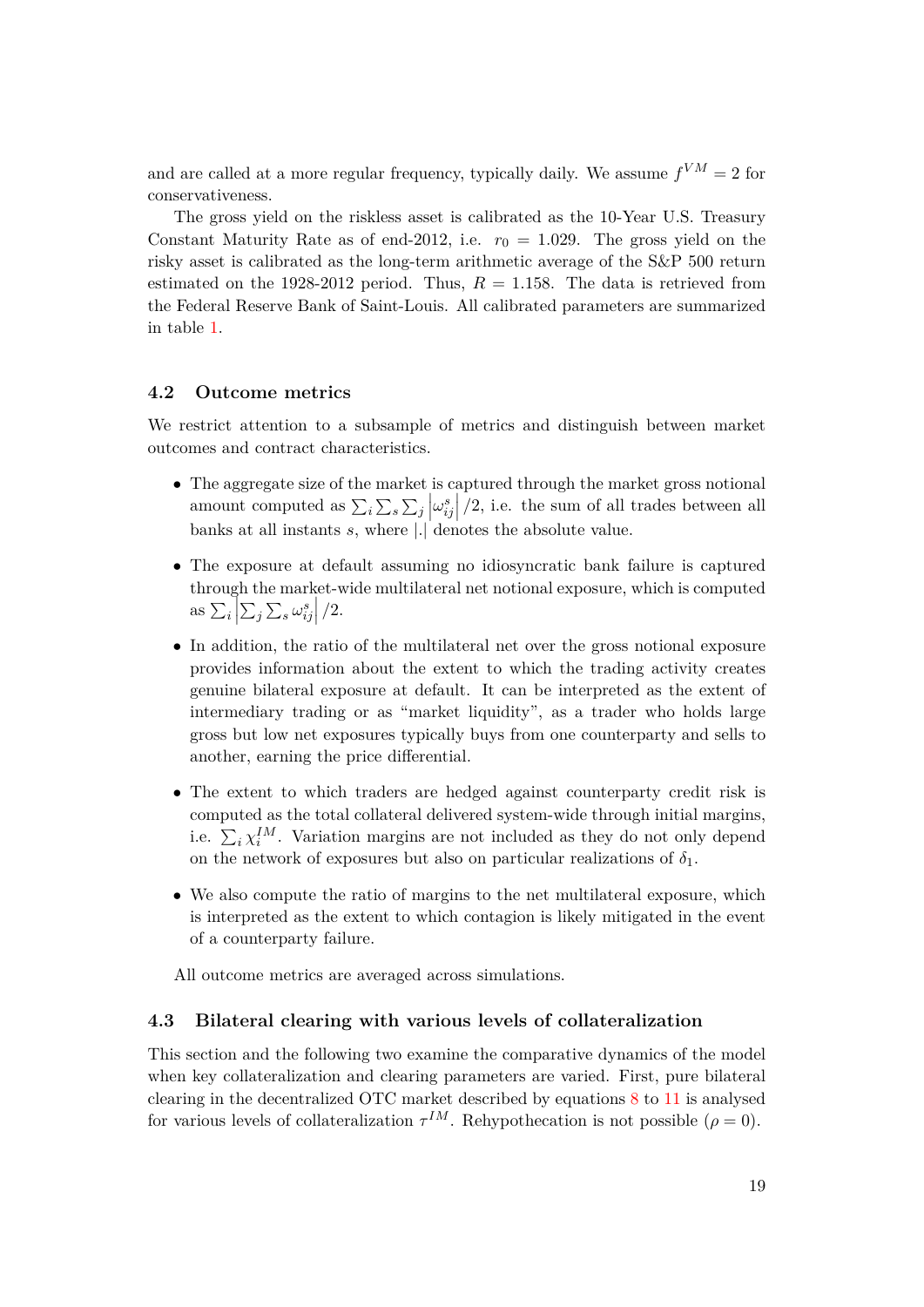and are called at a more regular frequency, typically daily. We assume $f^{VM} = 2$ for conservativeness.

The gross yield on the riskless asset is calibrated as the 10-Year U.S. Treasury Constant Maturity Rate as of end-2012, i.e. $r_0 = 1.029$. The gross yield on the risky asset is calibrated as the long-term arithmetic average of the S&P 500 return estimated on the 1928-2012 period. Thus, $R = 1.158$. The data is retrieved from the Federal Reserve Bank of Saint-Louis. All calibrated parameters are summarized in table 1.

### 4.2 Outcome metrics

We restrict attention to a subsample of metrics and distinguish between market outcomes and contract characteristics.

- The aggregate size of the market is captured through the market gross notional amount computed as $\sum_i \sum_s \sum_j \left|\omega_{ij}^s\right|/2$, i.e. the sum of all trades between all banks at all instants $s$, where $|.|$ denotes the absolute value.
- The exposure at default assuming no idiosyncratic bank failure is captured through the market-wide multilateral net notional exposure, which is computed as $\sum_i \left|\sum_j \sum_s \omega_{ij}^s\right|/2$.
- In addition, the ratio of the multilateral net over the gross notional exposure provides information about the extent to which the trading activity creates genuine bilateral exposure at default. It can be interpreted as the extent of intermediary trading or as "market liquidity", as a trader who holds large gross but low net exposures typically buys from one counterparty and sells to another, earning the price differential.
- The extent to which traders are hedged against counterparty credit risk is computed as the total collateral delivered system-wide through initial margins, i.e. $\sum_i \chi_i^{IM}$. Variation margins are not included as they do not only depend on the network of exposures but also on particular realizations of $\delta_1$.
- We also compute the ratio of margins to the net multilateral exposure, which is interpreted as the extent to which contagion is likely mitigated in the event of a counterparty failure.

All outcome metrics are averaged across simulations.

### 4.3 Bilateral clearing with various levels of collateralization

This section and the following two examine the comparative dynamics of the model when key collateralization and clearing parameters are varied. First, pure bilateral clearing in the decentralized OTC market described by equations 8 to 11 is analysed for various levels of collateralization $\tau^{IM}$. Rehypothecation is not possible ($\rho = 0$).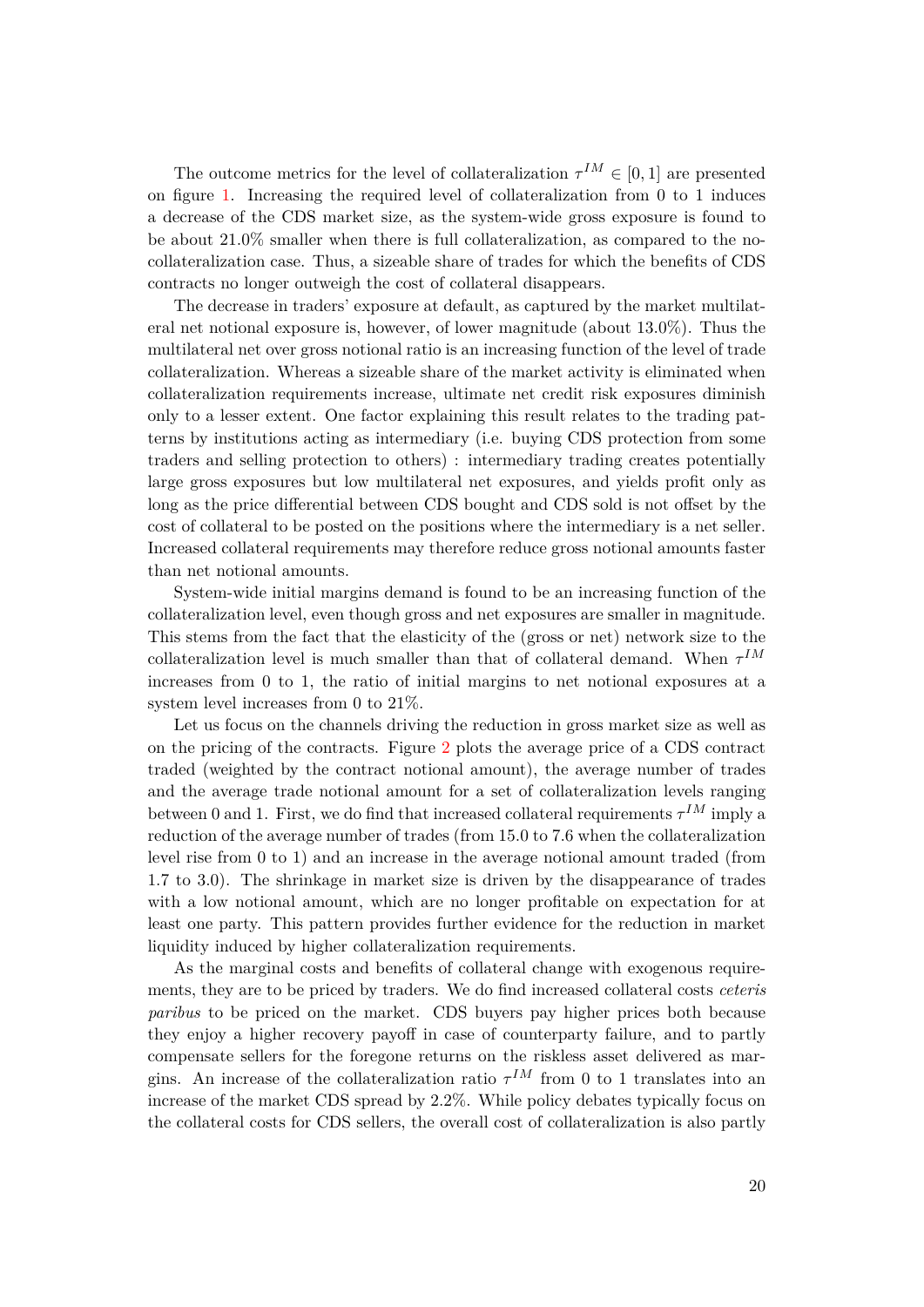The outcome metrics for the level of collateralization $\tau^{IM} \in [0, 1]$ are presented on figure 1. Increasing the required level of collateralization from 0 to 1 induces a decrease of the CDS market size, as the system-wide gross exposure is found to be about 21.0% smaller when there is full collateralization, as compared to the no-collateralization case. Thus, a sizeable share of trades for which the benefits of CDS contracts no longer outweigh the cost of collateral disappears.

The decrease in traders' exposure at default, as captured by the market multilateral net notional exposure is, however, of lower magnitude (about 13.0%). Thus the multilateral net over gross notional ratio is an increasing function of the level of trade collateralization. Whereas a sizeable share of the market activity is eliminated when collateralization requirements increase, ultimate net credit risk exposures diminish only to a lesser extent. One factor explaining this result relates to the trading patterns by institutions acting as intermediary (i.e. buying CDS protection from some traders and selling protection to others) : intermediary trading creates potentially large gross exposures but low multilateral net exposures, and yields profit only as long as the price differential between CDS bought and CDS sold is not offset by the cost of collateral to be posted on the positions where the intermediary is a net seller. Increased collateral requirements may therefore reduce gross notional amounts faster than net notional amounts.

System-wide initial margins demand is found to be an increasing function of the collateralization level, even though gross and net exposures are smaller in magnitude. This stems from the fact that the elasticity of the (gross or net) network size to the collateralization level is much smaller than that of collateral demand. When $\tau^{IM}$ increases from 0 to 1, the ratio of initial margins to net notional exposures at a system level increases from 0 to 21%.

Let us focus on the channels driving the reduction in gross market size as well as on the pricing of the contracts. Figure 2 plots the average price of a CDS contract traded (weighted by the contract notional amount), the average number of trades and the average trade notional amount for a set of collateralization levels ranging between 0 and 1. First, we do find that increased collateral requirements $\tau^{IM}$ imply a reduction of the average number of trades (from 15.0 to 7.6 when the collateralization level rise from 0 to 1) and an increase in the average notional amount traded (from 1.7 to 3.0). The shrinkage in market size is driven by the disappearance of trades with a low notional amount, which are no longer profitable on expectation for at least one party. This pattern provides further evidence for the reduction in market liquidity induced by higher collateralization requirements.

As the marginal costs and benefits of collateral change with exogenous requirements, they are to be priced by traders. We do find increased collateral costs *ceteris paribus* to be priced on the market. CDS buyers pay higher prices both because they enjoy a higher recovery payoff in case of counterparty failure, and to partly compensate sellers for the foregone returns on the riskless asset delivered as margins. An increase of the collateralization ratio $\tau^{IM}$ from 0 to 1 translates into an increase of the market CDS spread by 2.2%. While policy debates typically focus on the collateral costs for CDS sellers, the overall cost of collateralization is also partly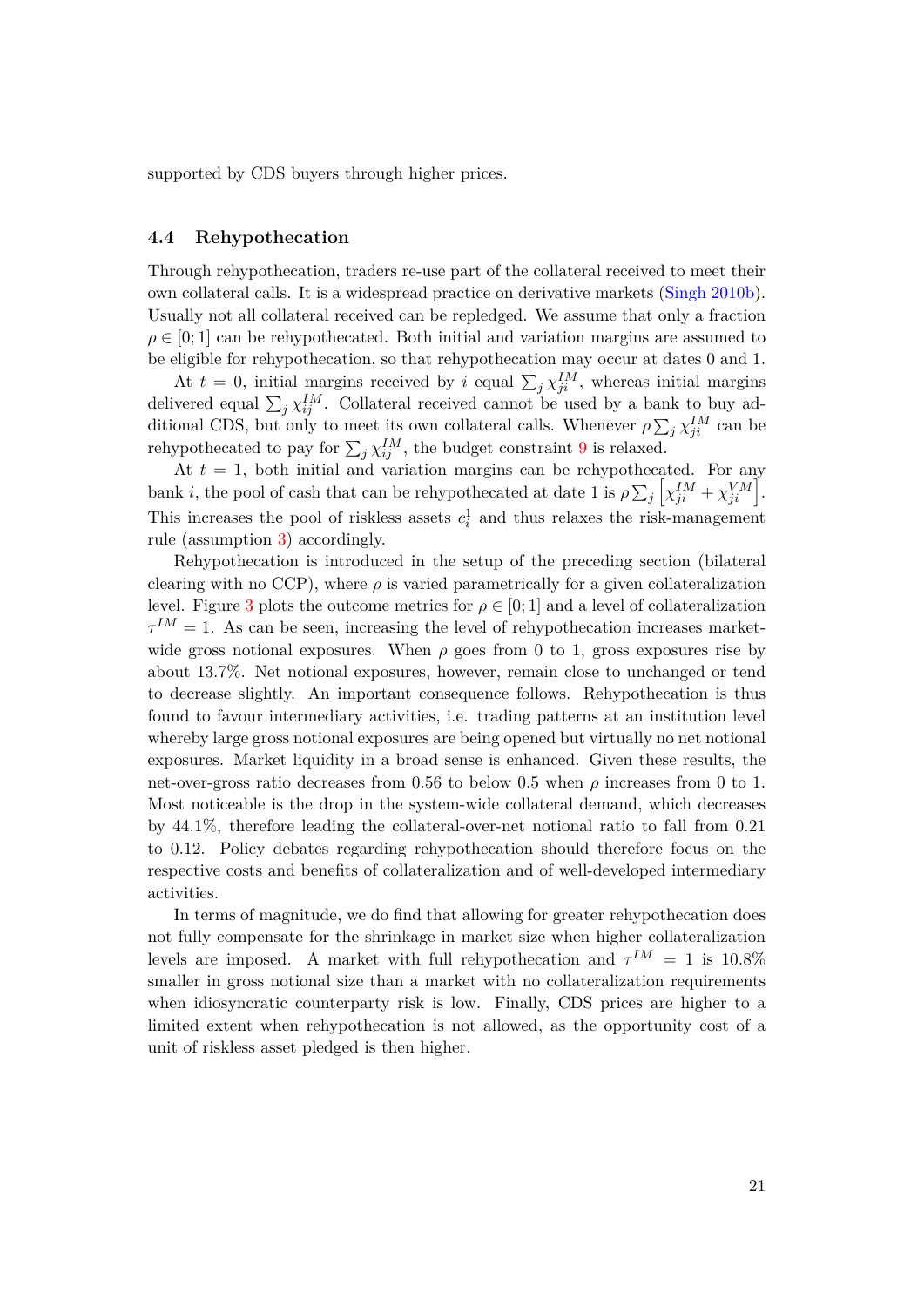supported by CDS buyers through higher prices.

### 4.4 Rehypothecation

Through rehypothecation, traders re-use part of the collateral received to meet their own collateral calls. It is a widespread practice on derivative markets (Singh 2010b). Usually not all collateral received can be repledged. We assume that only a fraction $\rho \in [0;1]$ can be rehypothecated. Both initial and variation margins are assumed to be eligible for rehypothecation, so that rehypothecation may occur at dates 0 and 1.

At $t=0$, initial margins received by $i$ equal $\sum_j \chi_{ji}^{IM}$, whereas initial margins delivered equal $\sum_j \chi_{ij}^{IM}$. Collateral received cannot be used by a bank to buy additional CDS, but only to meet its own collateral calls. Whenever $\rho \sum_j \chi_{ji}^{IM}$ can be rehypothecated to pay for $\sum_j \chi_{ij}^{IM}$, the budget constraint 9 is relaxed.

At $t=1$, both initial and variation margins can be rehypothecated. For any bank $i$, the pool of cash that can be rehypothecated at date 1 is $\rho \sum_j \left[\chi_{ji}^{IM} + \chi_{ji}^{VM}\right]$. This increases the pool of riskless assets $c_i^1$ and thus relaxes the risk-management rule (assumption 3) accordingly.

Rehypothecation is introduced in the setup of the preceding section (bilateral clearing with no CCP), where $\rho$ is varied parametrically for a given collateralization level. Figure 3 plots the outcome metrics for $\rho \in [0;1]$ and a level of collateralization $\tau^{IM} = 1$. As can be seen, increasing the level of rehypothecation increases market-wide gross notional exposures. When $\rho$ goes from 0 to 1, gross exposures rise by about 13.7%. Net notional exposures, however, remain close to unchanged or tend to decrease slightly. An important consequence follows. Rehypothecation is thus found to favour intermediary activities, i.e. trading patterns at an institution level whereby large gross notional exposures are being opened but virtually no net notional exposures. Market liquidity in a broad sense is enhanced. Given these results, the net-over-gross ratio decreases from 0.56 to below 0.5 when $\rho$ increases from 0 to 1. Most noticeable is the drop in the system-wide collateral demand, which decreases by 44.1%, therefore leading the collateral-over-net notional ratio to fall from 0.21 to 0.12. Policy debates regarding rehypothecation should therefore focus on the respective costs and benefits of collateralization and of well-developed intermediary activities.

In terms of magnitude, we do find that allowing for greater rehypothecation does not fully compensate for the shrinkage in market size when higher collateralization levels are imposed. A market with full rehypothecation and $\tau^{IM} = 1$ is 10.8% smaller in gross notional size than a market with no collateralization requirements when idiosyncratic counterparty risk is low. Finally, CDS prices are higher to a limited extent when rehypothecation is not allowed, as the opportunity cost of a unit of riskless asset pledged is then higher.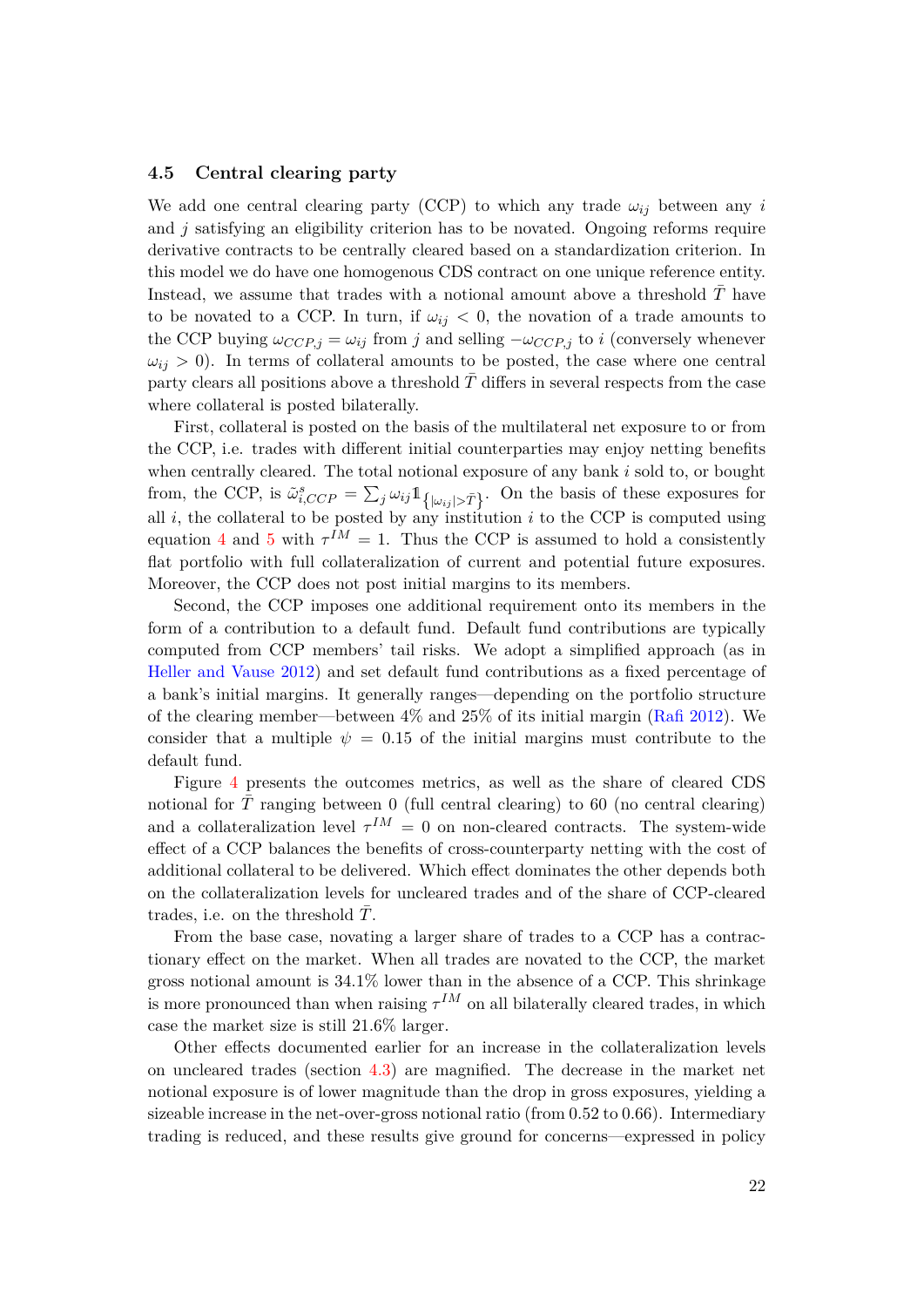### 4.5 Central clearing party

We add one central clearing party (CCP) to which any trade $\omega_{ij}$ between any $i$ and $j$ satisfying an eligibility criterion has to be novated. Ongoing reforms require derivative contracts to be centrally cleared based on a standardization criterion. In this model we do have one homogenous CDS contract on one unique reference entity. Instead, we assume that trades with a notional amount above a threshold $\bar{T}$ have to be novated to a CCP. In turn, if $\omega_{ij} < 0$, the novation of a trade amounts to the CCP buying $\omega_{CCP,j} = \omega_{ij}$ from $j$ and selling $-\omega_{CCP,j}$ to $i$ (conversely whenever $\omega_{ij} > 0$). In terms of collateral amounts to be posted, the case where one central party clears all positions above a threshold $\bar{T}$ differs in several respects from the case where collateral is posted bilaterally.

First, collateral is posted on the basis of the multilateral net exposure to or from the CCP, i.e. trades with different initial counterparties may enjoy netting benefits when centrally cleared. The total notional exposure of any bank $i$ sold to, or bought from, the CCP, is $\tilde{\omega}^s_{i,CCP} = \sum_j \omega_{ij} \mathbb{1}_{\{|\omega_{ij}| > \bar{T}\}}$. On the basis of these exposures for all $i$, the collateral to be posted by any institution $i$ to the CCP is computed using equation 4 and 5 with $\tau^{IM} = 1$. Thus the CCP is assumed to hold a consistently flat portfolio with full collateralization of current and potential future exposures. Moreover, the CCP does not post initial margins to its members.

Second, the CCP imposes one additional requirement onto its members in the form of a contribution to a default fund. Default fund contributions are typically computed from CCP members' tail risks. We adopt a simplified approach (as in Heller and Vause 2012) and set default fund contributions as a fixed percentage of a bank's initial margins. It generally ranges—depending on the portfolio structure of the clearing member—between 4% and 25% of its initial margin (Rafi 2012). We consider that a multiple $\psi = 0.15$ of the initial margins must contribute to the default fund.

Figure 4 presents the outcomes metrics, as well as the share of cleared CDS notional for $\bar{T}$ ranging between 0 (full central clearing) to 60 (no central clearing) and a collateralization level $\tau^{IM} = 0$ on non-cleared contracts. The system-wide effect of a CCP balances the benefits of cross-counterparty netting with the cost of additional collateral to be delivered. Which effect dominates the other depends both on the collateralization levels for uncleared trades and of the share of CCP-cleared trades, i.e. on the threshold $\bar{T}$.

From the base case, novating a larger share of trades to a CCP has a contractionary effect on the market. When all trades are novated to the CCP, the market gross notional amount is 34.1% lower than in the absence of a CCP. This shrinkage is more pronounced than when raising $\tau^{IM}$ on all bilaterally cleared trades, in which case the market size is still 21.6% larger.

Other effects documented earlier for an increase in the collateralization levels on uncleared trades (section 4.3) are magnified. The decrease in the market net notional exposure is of lower magnitude than the drop in gross exposures, yielding a sizeable increase in the net-over-gross notional ratio (from 0.52 to 0.66). Intermediary trading is reduced, and these results give ground for concerns—expressed in policy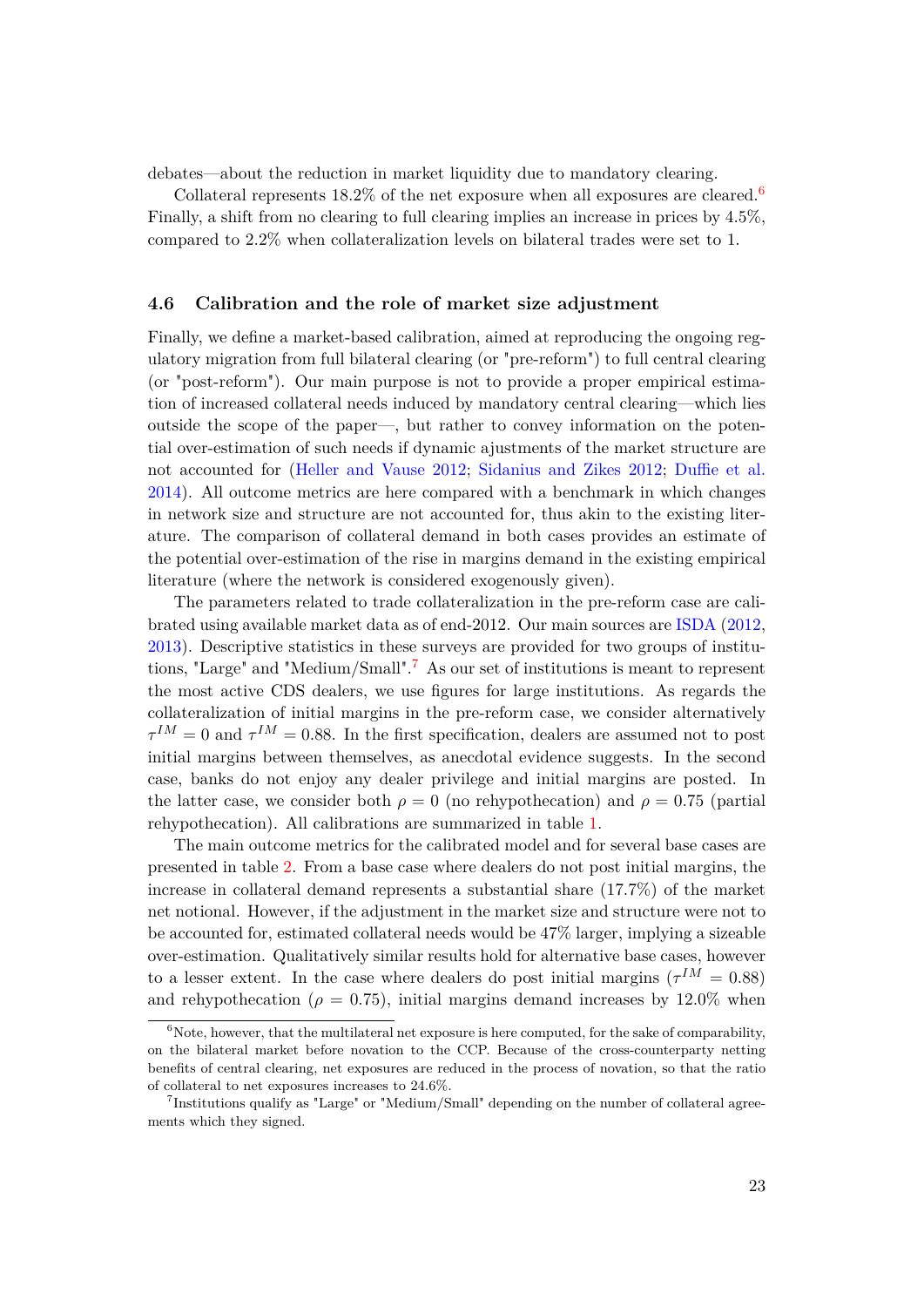debates—about the reduction in market liquidity due to mandatory clearing.

Collateral represents 18.2% of the net exposure when all exposures are cleared.[6] Finally, a shift from no clearing to full clearing implies an increase in prices by 4.5%, compared to 2.2% when collateralization levels on bilateral trades were set to 1.

### 4.6 Calibration and the role of market size adjustment

Finally, we define a market-based calibration, aimed at reproducing the ongoing regulatory migration from full bilateral clearing (or "pre-reform") to full central clearing (or "post-reform"). Our main purpose is not to provide a proper empirical estimation of increased collateral needs induced by mandatory central clearing—which lies outside the scope of the paper—, but rather to convey information on the potential over-estimation of such needs if dynamic ajustments of the market structure are not accounted for (Heller and Vause 2012; Sidanius and Zikes 2012; Duffie et al. 2014). All outcome metrics are here compared with a benchmark in which changes in network size and structure are not accounted for, thus akin to the existing literature. The comparison of collateral demand in both cases provides an estimate of the potential over-estimation of the rise in margins demand in the existing empirical literature (where the network is considered exogenously given).

The parameters related to trade collateralization in the pre-reform case are calibrated using available market data as of end-2012. Our main sources are ISDA (2012, 2013). Descriptive statistics in these surveys are provided for two groups of institutions, "Large" and "Medium/Small".[7] As our set of institutions is meant to represent the most active CDS dealers, we use figures for large institutions. As regards the collateralization of initial margins in the pre-reform case, we consider alternatively $\tau^{IM} = 0$ and $\tau^{IM} = 0.88$. In the first specification, dealers are assumed not to post initial margins between themselves, as anecdotal evidence suggests. In the second case, banks do not enjoy any dealer privilege and initial margins are posted. In the latter case, we consider both $\rho = 0$ (no rehypothecation) and $\rho = 0.75$ (partial rehypothecation). All calibrations are summarized in table 1.

The main outcome metrics for the calibrated model and for several base cases are presented in table 2. From a base case where dealers do not post initial margins, the increase in collateral demand represents a substantial share (17.7%) of the market net notional. However, if the adjustment in the market size and structure were not to be accounted for, estimated collateral needs would be 47% larger, implying a sizeable over-estimation. Qualitatively similar results hold for alternative base cases, however to a lesser extent. In the case where dealers do post initial margins ($\tau^{IM} = 0.88$) and rehypothecation ($\rho = 0.75$), initial margins demand increases by 12.0% when

[6] Note, however, that the multilateral net exposure is here computed, for the sake of comparability, on the bilateral market before novation to the CCP. Because of the cross-counterparty netting benefits of central clearing, net exposures are reduced in the process of novation, so that the ratio of collateral to net exposures increases to 24.6%.

[7] Institutions qualify as "Large" or "Medium/Small" depending on the number of collateral agreements which they signed.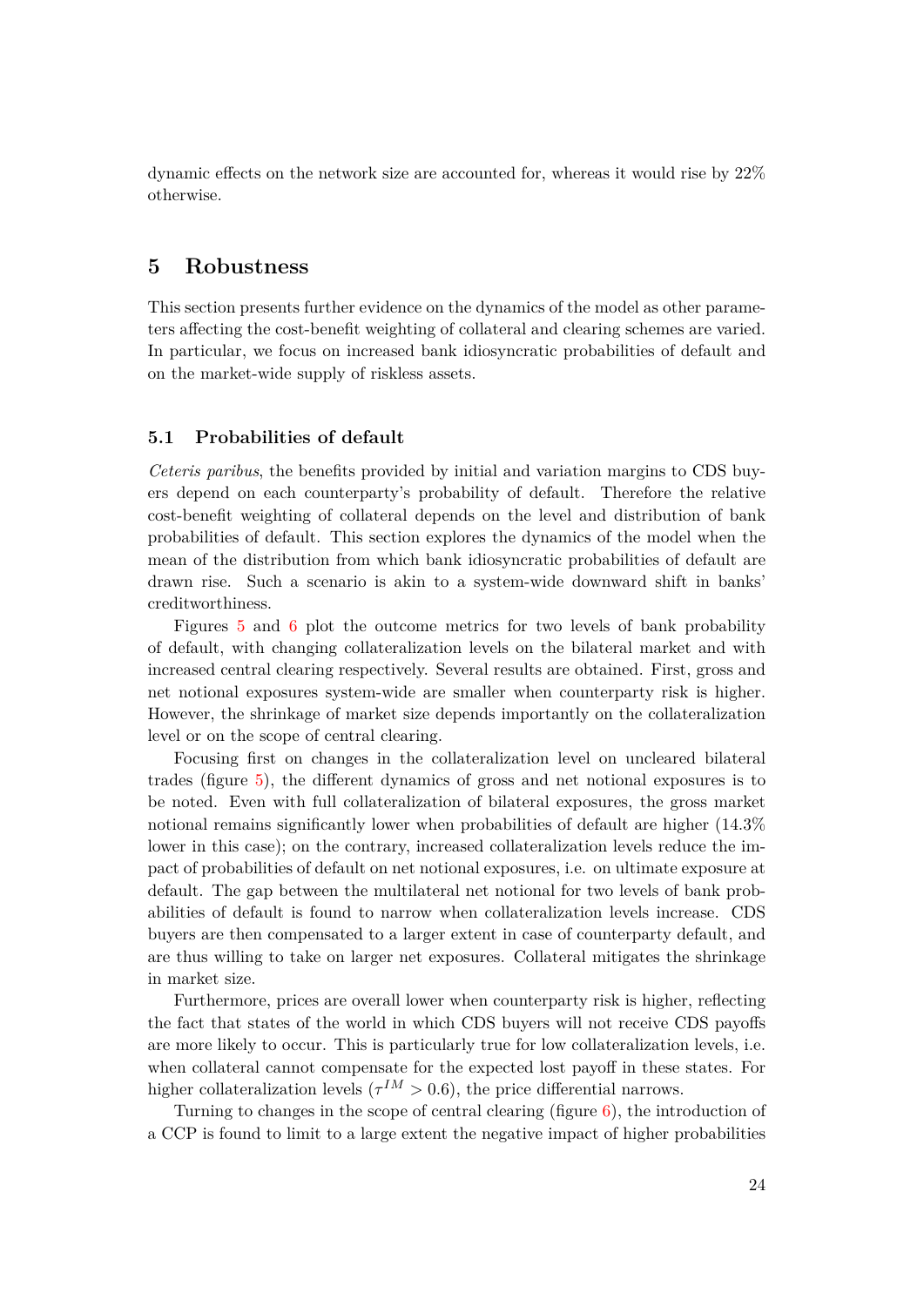dynamic effects on the network size are accounted for, whereas it would rise by 22% otherwise.

## 5 Robustness

This section presents further evidence on the dynamics of the model as other parameters affecting the cost-benefit weighting of collateral and clearing schemes are varied. In particular, we focus on increased bank idiosyncratic probabilities of default and on the market-wide supply of riskless assets.

### 5.1 Probabilities of default

*Ceteris paribus*, the benefits provided by initial and variation margins to CDS buyers depend on each counterparty's probability of default. Therefore the relative cost-benefit weighting of collateral depends on the level and distribution of bank probabilities of default. This section explores the dynamics of the model when the mean of the distribution from which bank idiosyncratic probabilities of default are drawn rise. Such a scenario is akin to a system-wide downward shift in banks' creditworthiness.

Figures 5 and 6 plot the outcome metrics for two levels of bank probability of default, with changing collateralization levels on the bilateral market and with increased central clearing respectively. Several results are obtained. First, gross and net notional exposures system-wide are smaller when counterparty risk is higher. However, the shrinkage of market size depends importantly on the collateralization level or on the scope of central clearing.

Focusing first on changes in the collateralization level on uncleared bilateral trades (figure 5), the different dynamics of gross and net notional exposures is to be noted. Even with full collateralization of bilateral exposures, the gross market notional remains significantly lower when probabilities of default are higher (14.3% lower in this case); on the contrary, increased collateralization levels reduce the impact of probabilities of default on net notional exposures, i.e. on ultimate exposure at default. The gap between the multilateral net notional for two levels of bank probabilities of default is found to narrow when collateralization levels increase. CDS buyers are then compensated to a larger extent in case of counterparty default, and are thus willing to take on larger net exposures. Collateral mitigates the shrinkage in market size.

Furthermore, prices are overall lower when counterparty risk is higher, reflecting the fact that states of the world in which CDS buyers will not receive CDS payoffs are more likely to occur. This is particularly true for low collateralization levels, i.e. when collateral cannot compensate for the expected lost payoff in these states. For higher collateralization levels ($\tau^{IM} > 0.6$), the price differential narrows.

Turning to changes in the scope of central clearing (figure 6), the introduction of a CCP is found to limit to a large extent the negative impact of higher probabilities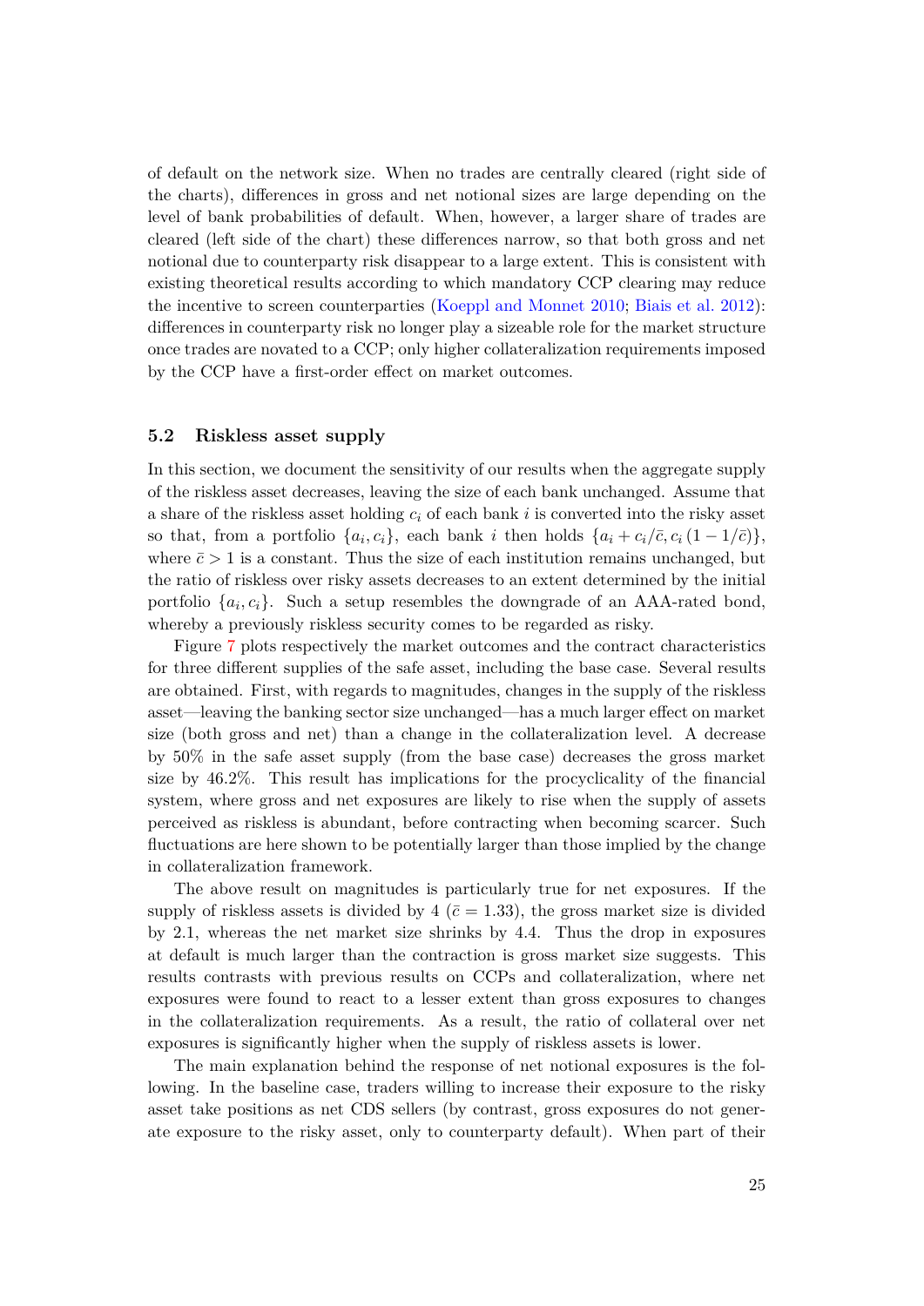of default on the network size. When no trades are centrally cleared (right side of the charts), differences in gross and net notional sizes are large depending on the level of bank probabilities of default. When, however, a larger share of trades are cleared (left side of the chart) these differences narrow, so that both gross and net notional due to counterparty risk disappear to a large extent. This is consistent with existing theoretical results according to which mandatory CCP clearing may reduce the incentive to screen counterparties (Koeppl and Monnet 2010; Biais et al. 2012): differences in counterparty risk no longer play a sizeable role for the market structure once trades are novated to a CCP; only higher collateralization requirements imposed by the CCP have a first-order effect on market outcomes.

### 5.2 Riskless asset supply

In this section, we document the sensitivity of our results when the aggregate supply of the riskless asset decreases, leaving the size of each bank unchanged. Assume that a share of the riskless asset holding $c_i$ of each bank $i$ is converted into the risky asset so that, from a portfolio $\{a_i, c_i\}$, each bank $i$ then holds $\{a_i + c_i/\bar{c}, c_i(1 - 1/\bar{c})\}$, where $\bar{c} > 1$ is a constant. Thus the size of each institution remains unchanged, but the ratio of riskless over risky assets decreases to an extent determined by the initial portfolio $\{a_i, c_i\}$. Such a setup resembles the downgrade of an AAA-rated bond, whereby a previously riskless security comes to be regarded as risky.

Figure 7 plots respectively the market outcomes and the contract characteristics for three different supplies of the safe asset, including the base case. Several results are obtained. First, with regards to magnitudes, changes in the supply of the riskless asset—leaving the banking sector size unchanged—has a much larger effect on market size (both gross and net) than a change in the collateralization level. A decrease by 50% in the safe asset supply (from the base case) decreases the gross market size by 46.2%. This result has implications for the procyclicality of the financial system, where gross and net exposures are likely to rise when the supply of assets perceived as riskless is abundant, before contracting when becoming scarcer. Such fluctuations are here shown to be potentially larger than those implied by the change in collateralization framework.

The above result on magnitudes is particularly true for net exposures. If the supply of riskless assets is divided by 4 ($\bar{c} = 1.33$), the gross market size is divided by 2.1, whereas the net market size shrinks by 4.4. Thus the drop in exposures at default is much larger than the contraction is gross market size suggests. This results contrasts with previous results on CCPs and collateralization, where net exposures were found to react to a lesser extent than gross exposures to changes in the collateralization requirements. As a result, the ratio of collateral over net exposures is significantly higher when the supply of riskless assets is lower.

The main explanation behind the response of net notional exposures is the following. In the baseline case, traders willing to increase their exposure to the risky asset take positions as net CDS sellers (by contrast, gross exposures do not generate exposure to the risky asset, only to counterparty default). When part of their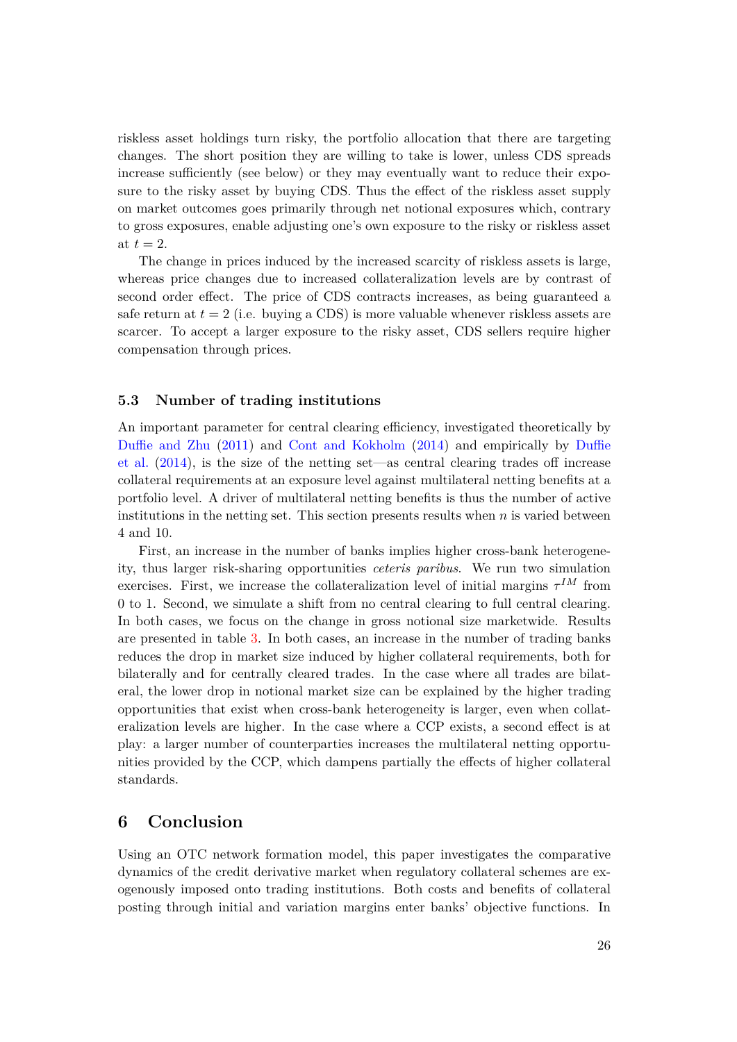riskless asset holdings turn risky, the portfolio allocation that there are targeting changes. The short position they are willing to take is lower, unless CDS spreads increase sufficiently (see below) or they may eventually want to reduce their exposure to the risky asset by buying CDS. Thus the effect of the riskless asset supply on market outcomes goes primarily through net notional exposures which, contrary to gross exposures, enable adjusting one's own exposure to the risky or riskless asset at $t = 2$.

The change in prices induced by the increased scarcity of riskless assets is large, whereas price changes due to increased collateralization levels are by contrast of second order effect. The price of CDS contracts increases, as being guaranteed a safe return at $t = 2$ (i.e. buying a CDS) is more valuable whenever riskless assets are scarcer. To accept a larger exposure to the risky asset, CDS sellers require higher compensation through prices.

### 5.3 Number of trading institutions

An important parameter for central clearing efficiency, investigated theoretically by Duffie and Zhu (2011) and Cont and Kokholm (2014) and empirically by Duffie et al. (2014), is the size of the netting set—as central clearing trades off increase collateral requirements at an exposure level against multilateral netting benefits at a portfolio level. A driver of multilateral netting benefits is thus the number of active institutions in the netting set. This section presents results when $n$ is varied between 4 and 10.

First, an increase in the number of banks implies higher cross-bank heterogeneity, thus larger risk-sharing opportunities *ceteris paribus*. We run two simulation exercises. First, we increase the collateralization level of initial margins $\tau^{IM}$ from 0 to 1. Second, we simulate a shift from no central clearing to full central clearing. In both cases, we focus on the change in gross notional size marketwide. Results are presented in table 3. In both cases, an increase in the number of trading banks reduces the drop in market size induced by higher collateral requirements, both for bilaterally and for centrally cleared trades. In the case where all trades are bilateral, the lower drop in notional market size can be explained by the higher trading opportunities that exist when cross-bank heterogeneity is larger, even when collateralization levels are higher. In the case where a CCP exists, a second effect is at play: a larger number of counterparties increases the multilateral netting opportunities provided by the CCP, which dampens partially the effects of higher collateral standards.

## 6 Conclusion

Using an OTC network formation model, this paper investigates the comparative dynamics of the credit derivative market when regulatory collateral schemes are exogenously imposed onto trading institutions. Both costs and benefits of collateral posting through initial and variation margins enter banks' objective functions. In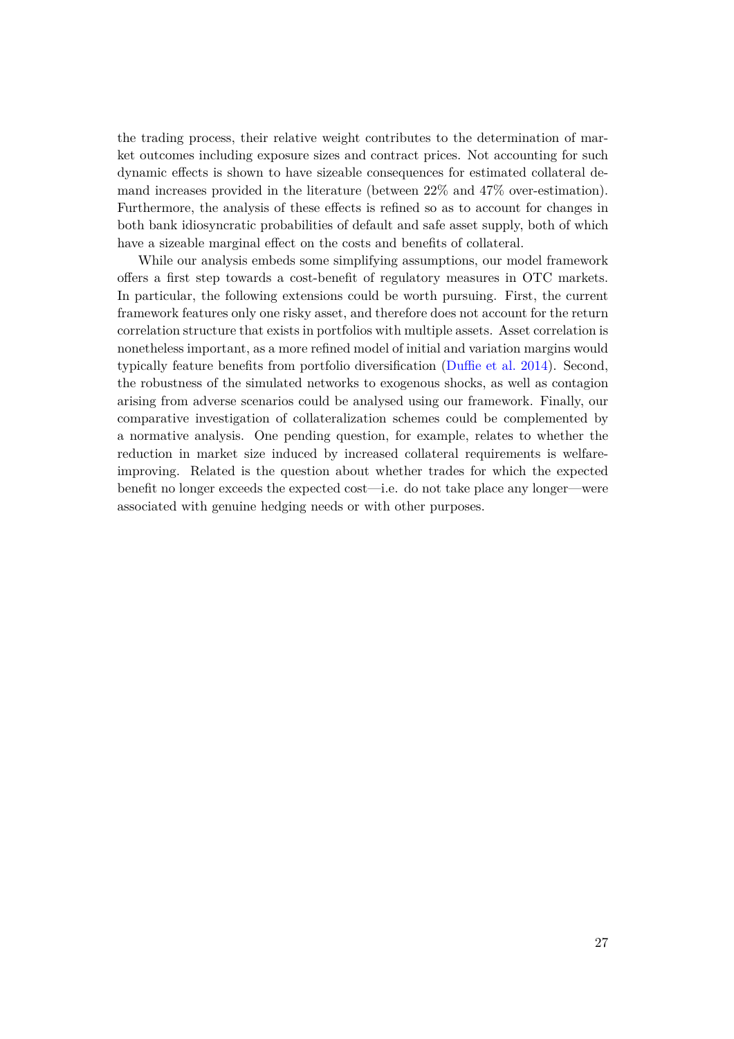the trading process, their relative weight contributes to the determination of market outcomes including exposure sizes and contract prices. Not accounting for such dynamic effects is shown to have sizeable consequences for estimated collateral demand increases provided in the literature (between 22% and 47% over-estimation). Furthermore, the analysis of these effects is refined so as to account for changes in both bank idiosyncratic probabilities of default and safe asset supply, both of which have a sizeable marginal effect on the costs and benefits of collateral.

While our analysis embeds some simplifying assumptions, our model framework offers a first step towards a cost-benefit of regulatory measures in OTC markets. In particular, the following extensions could be worth pursuing. First, the current framework features only one risky asset, and therefore does not account for the return correlation structure that exists in portfolios with multiple assets. Asset correlation is nonetheless important, as a more refined model of initial and variation margins would typically feature benefits from portfolio diversification (Duffie et al. 2014). Second, the robustness of the simulated networks to exogenous shocks, as well as contagion arising from adverse scenarios could be analysed using our framework. Finally, our comparative investigation of collateralization schemes could be complemented by a normative analysis. One pending question, for example, relates to whether the reduction in market size induced by increased collateral requirements is welfare-improving. Related is the question about whether trades for which the expected benefit no longer exceeds the expected cost—i.e. do not take place any longer—were associated with genuine hedging needs or with other purposes.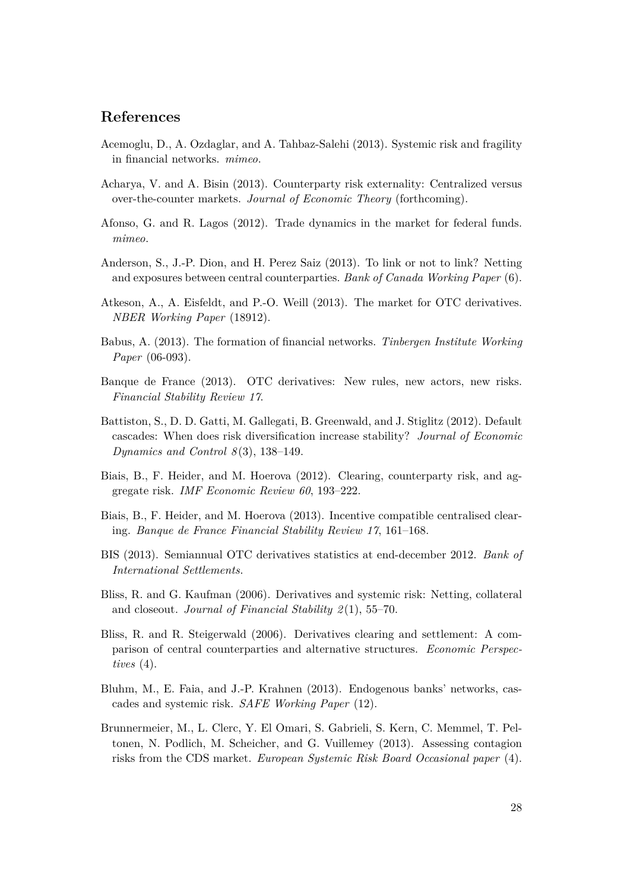# References

Acemoglu, D., A. Ozdaglar, and A. Tahbaz-Salehi (2013). Systemic risk and fragility in financial networks. *mimeo*.

Acharya, V. and A. Bisin (2013). Counterparty risk externality: Centralized versus over-the-counter markets. *Journal of Economic Theory* (forthcoming).

Afonso, G. and R. Lagos (2012). Trade dynamics in the market for federal funds. *mimeo*.

Anderson, S., J.-P. Dion, and H. Perez Saiz (2013). To link or not to link? Netting and exposures between central counterparties. *Bank of Canada Working Paper* (6).

Atkeson, A., A. Eisfeldt, and P.-O. Weill (2013). The market for OTC derivatives. *NBER Working Paper* (18912).

Babus, A. (2013). The formation of financial networks. *Tinbergen Institute Working Paper* (06-093).

Banque de France (2013). OTC derivatives: New rules, new actors, new risks. *Financial Stability Review 17*.

Battiston, S., D. D. Gatti, M. Gallegati, B. Greenwald, and J. Stiglitz (2012). Default cascades: When does risk diversification increase stability? *Journal of Economic Dynamics and Control 8*(3), 138–149.

Biais, B., F. Heider, and M. Hoerova (2012). Clearing, counterparty risk, and aggregate risk. *IMF Economic Review 60*, 193–222.

Biais, B., F. Heider, and M. Hoerova (2013). Incentive compatible centralised clearing. *Banque de France Financial Stability Review 17*, 161–168.

BIS (2013). Semiannual OTC derivatives statistics at end-december 2012. *Bank of International Settlements*.

Bliss, R. and G. Kaufman (2006). Derivatives and systemic risk: Netting, collateral and closeout. *Journal of Financial Stability 2*(1), 55–70.

Bliss, R. and R. Steigerwald (2006). Derivatives clearing and settlement: A comparison of central counterparties and alternative structures. *Economic Perspectives* (4).

Bluhm, M., E. Faia, and J.-P. Krahnen (2013). Endogenous banks' networks, cascades and systemic risk. *SAFE Working Paper* (12).

Brunnermeier, M., L. Clerc, Y. El Omari, S. Gabrieli, S. Kern, C. Memmel, T. Peltonen, N. Podlich, M. Scheicher, and G. Vuillemey (2013). Assessing contagion risks from the CDS market. *European Systemic Risk Board Occasional paper* (4).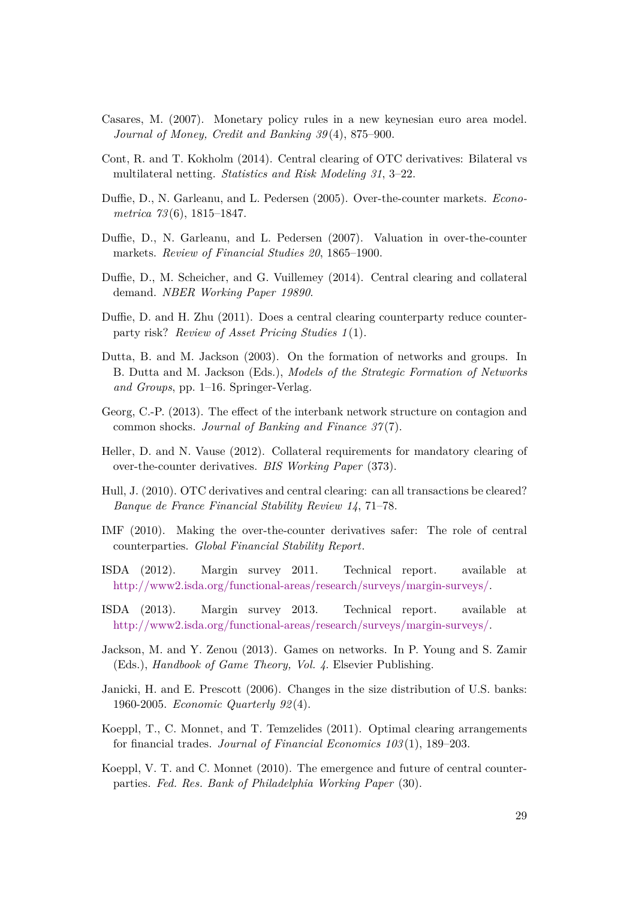Casares, M. (2007). Monetary policy rules in a new keynesian euro area model. *Journal of Money, Credit and Banking 39*(4), 875–900.

Cont, R. and T. Kokholm (2014). Central clearing of OTC derivatives: Bilateral vs multilateral netting. *Statistics and Risk Modeling 31*, 3–22.

Duffie, D., N. Garleanu, and L. Pedersen (2005). Over-the-counter markets. *Econometrica 73*(6), 1815–1847.

Duffie, D., N. Garleanu, and L. Pedersen (2007). Valuation in over-the-counter markets. *Review of Financial Studies 20*, 1865–1900.

Duffie, D., M. Scheicher, and G. Vuillemey (2014). Central clearing and collateral demand. *NBER Working Paper 19890*.

Duffie, D. and H. Zhu (2011). Does a central clearing counterparty reduce counterparty risk? *Review of Asset Pricing Studies 1*(1).

Dutta, B. and M. Jackson (2003). On the formation of networks and groups. In B. Dutta and M. Jackson (Eds.), *Models of the Strategic Formation of Networks and Groups*, pp. 1–16. Springer-Verlag.

Georg, C.-P. (2013). The effect of the interbank network structure on contagion and common shocks. *Journal of Banking and Finance 37*(7).

Heller, D. and N. Vause (2012). Collateral requirements for mandatory clearing of over-the-counter derivatives. *BIS Working Paper* (373).

Hull, J. (2010). OTC derivatives and central clearing: can all transactions be cleared? *Banque de France Financial Stability Review 14*, 71–78.

IMF (2010). Making the over-the-counter derivatives safer: The role of central counterparties. *Global Financial Stability Report*.

ISDA (2012). Margin survey 2011. Technical report. available at http://www2.isda.org/functional-areas/research/surveys/margin-surveys/.

ISDA (2013). Margin survey 2013. Technical report. available at http://www2.isda.org/functional-areas/research/surveys/margin-surveys/.

Jackson, M. and Y. Zenou (2013). Games on networks. In P. Young and S. Zamir (Eds.), *Handbook of Game Theory, Vol. 4*. Elsevier Publishing.

Janicki, H. and E. Prescott (2006). Changes in the size distribution of U.S. banks: 1960-2005. *Economic Quarterly 92*(4).

Koeppl, T., C. Monnet, and T. Temzelides (2011). Optimal clearing arrangements for financial trades. *Journal of Financial Economics 103*(1), 189–203.

Koeppl, V. T. and C. Monnet (2010). The emergence and future of central counterparties. *Fed. Res. Bank of Philadelphia Working Paper* (30).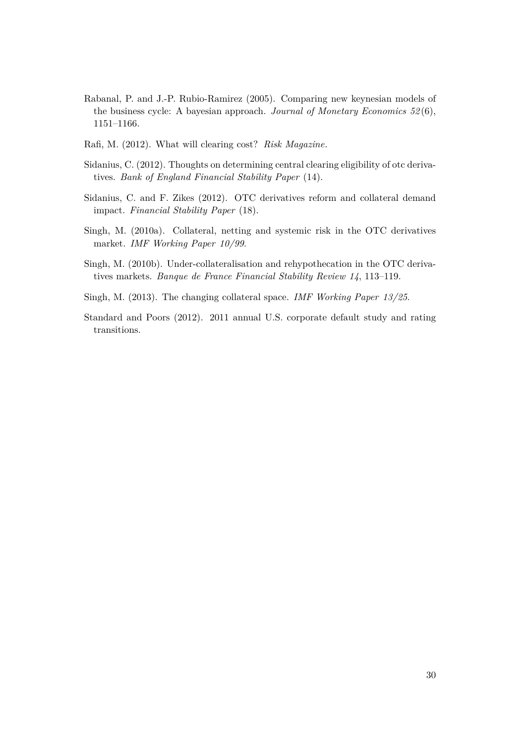Rabanal, P. and J.-P. Rubio-Ramirez (2005). Comparing new keynesian models of the business cycle: A bayesian approach. *Journal of Monetary Economics 52*(6), 1151–1166.

Rafi, M. (2012). What will clearing cost? *Risk Magazine*.

Sidanius, C. (2012). Thoughts on determining central clearing eligibility of otc derivatives. *Bank of England Financial Stability Paper* (14).

Sidanius, C. and F. Zikes (2012). OTC derivatives reform and collateral demand impact. *Financial Stability Paper* (18).

Singh, M. (2010a). Collateral, netting and systemic risk in the OTC derivatives market. *IMF Working Paper 10/99*.

Singh, M. (2010b). Under-collateralisation and rehypothecation in the OTC derivatives markets. *Banque de France Financial Stability Review 14*, 113–119.

Singh, M. (2013). The changing collateral space. *IMF Working Paper 13/25*.

Standard and Poors (2012). 2011 annual U.S. corporate default study and rating transitions.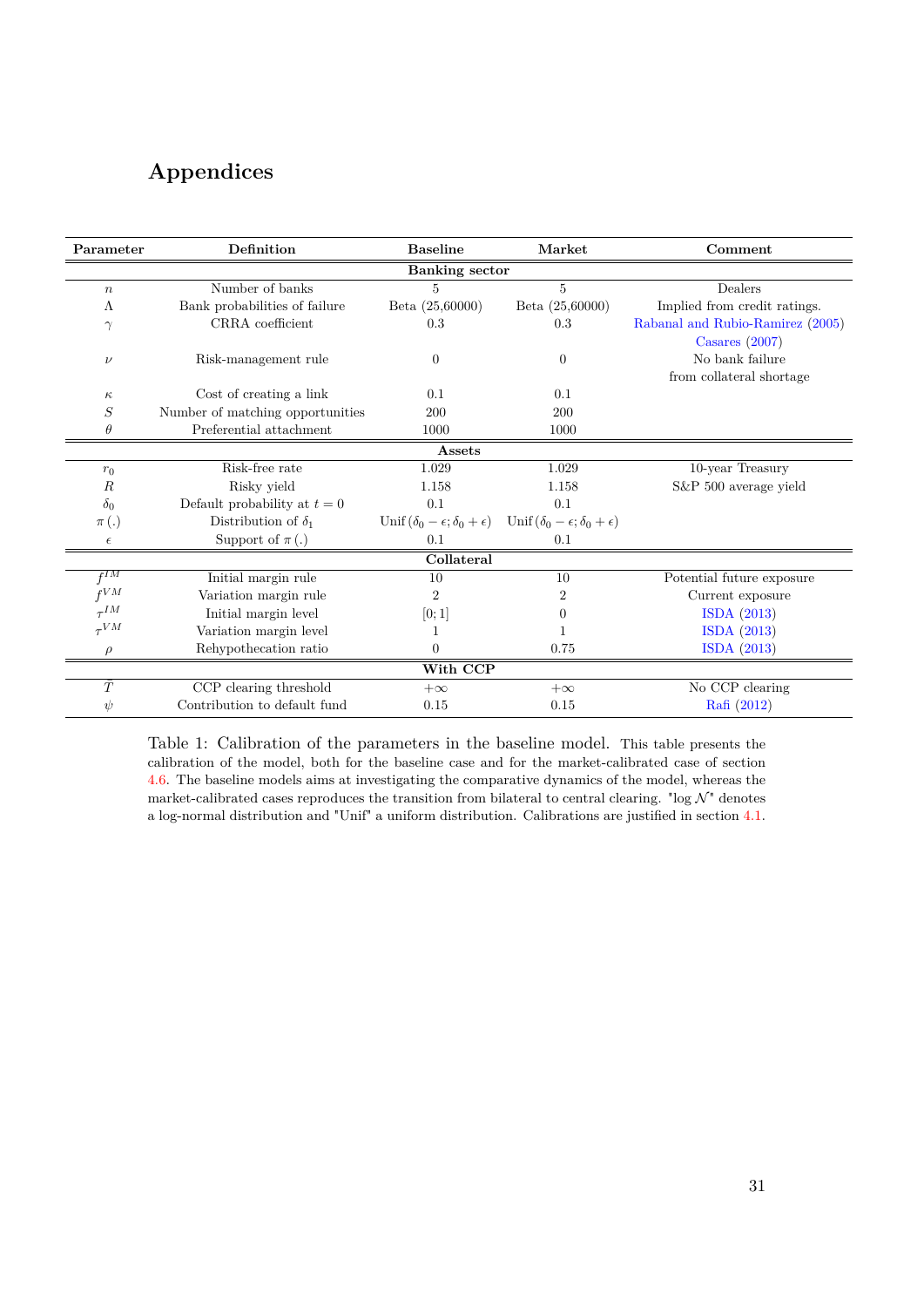# Appendices

| Parameter | Definition | Baseline | Market | Comment |
|---|---|---|---|---|
| | | **Banking sector** | | |
| $n$ | Number of banks | 5 | 5 | Dealers |
| $\Lambda$ | Bank probabilities of failure | Beta (25,60000) | Beta (25,60000) | Implied from credit ratings. |
| $\gamma$ | CRRA coefficient | 0.3 | 0.3 | Rabanal and Rubio-Ramirez (2005) Casares (2007) |
| $\nu$ | Risk-management rule | 0 | 0 | No bank failure from collateral shortage |
| $\kappa$ | Cost of creating a link | 0.1 | 0.1 | |
| $S$ | Number of matching opportunities | 200 | 200 | |
| $\theta$ | Preferential attachment | 1000 | 1000 | |
| | | **Assets** | | |
| $r_0$ | Risk-free rate | 1.029 | 1.029 | 10-year Treasury |
| $R$ | Risky yield | 1.158 | 1.158 | S&P 500 average yield |
| $\delta_0$ | Default probability at $t=0$ | 0.1 | 0.1 | |
| $\pi(.)$ | Distribution of $\delta_1$ | $\text{Unif}(\delta_0-\epsilon;\delta_0+\epsilon)$ | $\text{Unif}(\delta_0-\epsilon;\delta_0+\epsilon)$ | |
| $\epsilon$ | Support of $\pi(.)$ | 0.1 | 0.1 | |
| | | **Collateral** | | |
| $f^{IM}$ | Initial margin rule | 10 | 10 | Potential future exposure |
| $f^{VM}$ | Variation margin rule | 2 | 2 | Current exposure |
| $\tau^{IM}$ | Initial margin level | [0; 1] | 0 | ISDA (2013) |
| $\tau^{VM}$ | Variation margin level | 1 | 1 | ISDA (2013) |
| $\rho$ | Rehypothecation ratio | 0 | 0.75 | ISDA (2013) |
| | | **With CCP** | | |
| $\bar{T}$ | CCP clearing threshold | $+\infty$ | $+\infty$ | No CCP clearing |
| $\psi$ | Contribution to default fund | 0.15 | 0.15 | Rafi (2012) |

Table 1: Calibration of the parameters in the baseline model. This table presents the calibration of the model, both for the baseline case and for the market-calibrated case of section 4.6. The baseline models aims at investigating the comparative dynamics of the model, whereas the market-calibrated cases reproduces the transition from bilateral to central clearing. "log $\mathcal{N}$" denotes a log-normal distribution and "Unif" a uniform distribution. Calibrations are justified in section 4.1.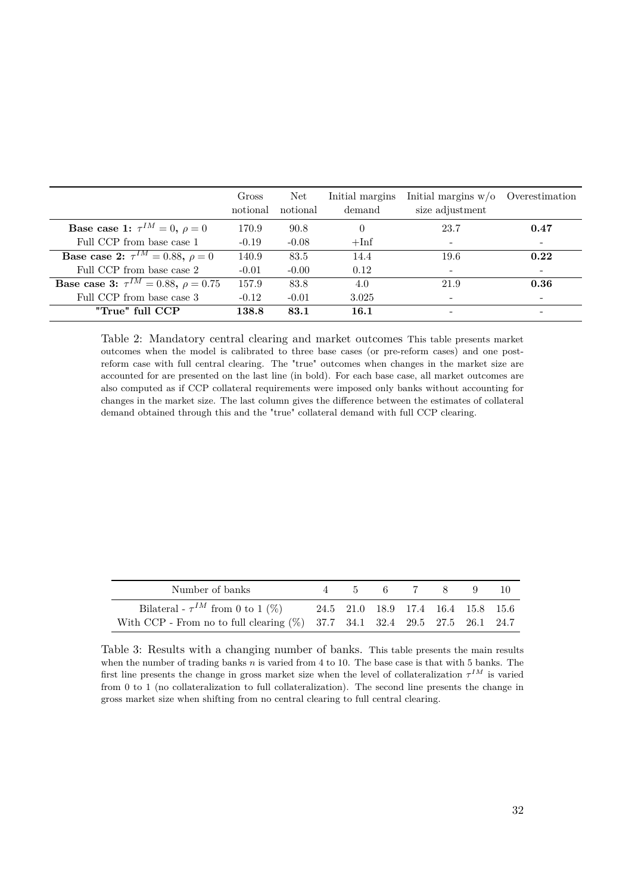| | Gross notional | Net notional | Initial margins demand | Initial margins w/o size adjustment | Overestimation |
|---|---|---|---|---|---|
| **Base case 1: $\tau^{IM} = 0$, $\rho = 0$** | 170.9 | 90.8 | 0 | 23.7 | **0.47** |
| Full CCP from base case 1 | -0.19 | -0.08 | +Inf | - | - |
| **Base case 2: $\tau^{IM} = 0.88$, $\rho = 0$** | 140.9 | 83.5 | 14.4 | 19.6 | **0.22** |
| Full CCP from base case 2 | -0.01 | -0.00 | 0.12 | - | - |
| **Base case 3: $\tau^{IM} = 0.88$, $\rho = 0.75$** | 157.9 | 83.8 | 4.0 | 21.9 | **0.36** |
| Full CCP from base case 3 | -0.12 | -0.01 | 3.025 | - | - |
| **"True" full CCP** | **138.8** | **83.1** | **16.1** | - | - |

Table 2: Mandatory central clearing and market outcomes This table presents market outcomes when the model is calibrated to three base cases (or pre-reform cases) and one post-reform case with full central clearing. The "true" outcomes when changes in the market size are accounted for are presented on the last line (in bold). For each base case, all market outcomes are also computed as if CCP collateral requirements were imposed only banks without accounting for changes in the market size. The last column gives the difference between the estimates of collateral demand obtained through this and the "true" collateral demand with full CCP clearing.

| Number of banks | 4 | 5 | 6 | 7 | 8 | 9 | 10 |
|---|---|---|---|---|---|---|---|
| Bilateral - $\tau^{IM}$ from 0 to 1 (%) | 24.5 | 21.0 | 18.9 | 17.4 | 16.4 | 15.8 | 15.6 |
| With CCP - From no to full clearing (%) | 37.7 | 34.1 | 32.4 | 29.5 | 27.5 | 26.1 | 24.7 |

Table 3: Results with a changing number of banks. This table presents the main results when the number of trading banks $n$ is varied from 4 to 10. The base case is that with 5 banks. The first line presents the change in gross market size when the level of collateralization $\tau^{IM}$ is varied from 0 to 1 (no collateralization to full collateralization). The second line presents the change in gross market size when shifting from no central clearing to full central clearing.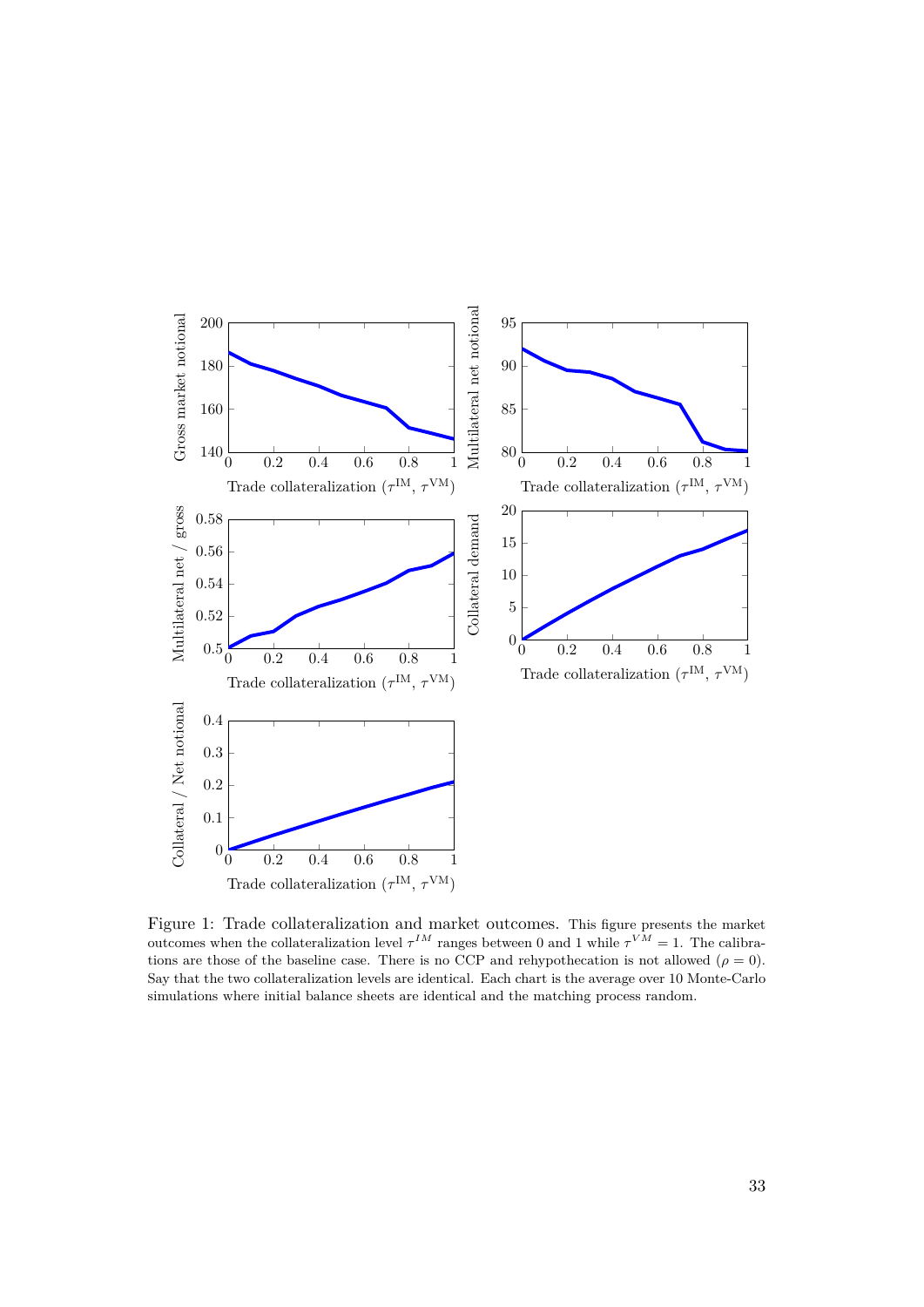Figure 1: Trade collateralization and market outcomes. This figure presents the market outcomes when the collateralization level $\tau^{IM}$ ranges between 0 and 1 while $\tau^{VM} = 1$. The calibrations are those of the baseline case. There is no CCP and rehypothecation is not allowed ($\rho = 0$). Say that the two collateralization levels are identical. Each chart is the average over 10 Monte-Carlo simulations where initial balance sheets are identical and the matching process random.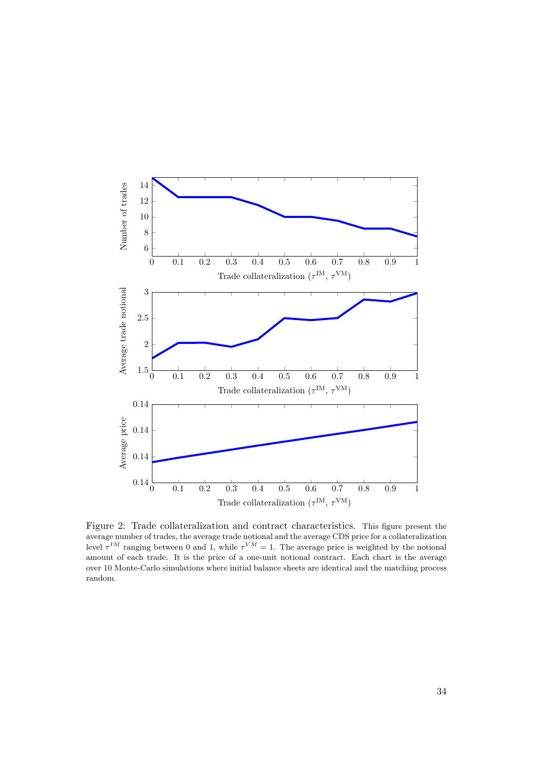Figure 2: Trade collateralization and contract characteristics. This figure present the average number of trades, the average trade notional and the average CDS price for a collateralization level $\tau^{IM}$ ranging between 0 and 1, while $\tau^{VM} = 1$. The average price is weighted by the notional amount of each trade. It is the price of a one-unit notional contract. Each chart is the average over 10 Monte-Carlo simulations where initial balance sheets are identical and the matching process random.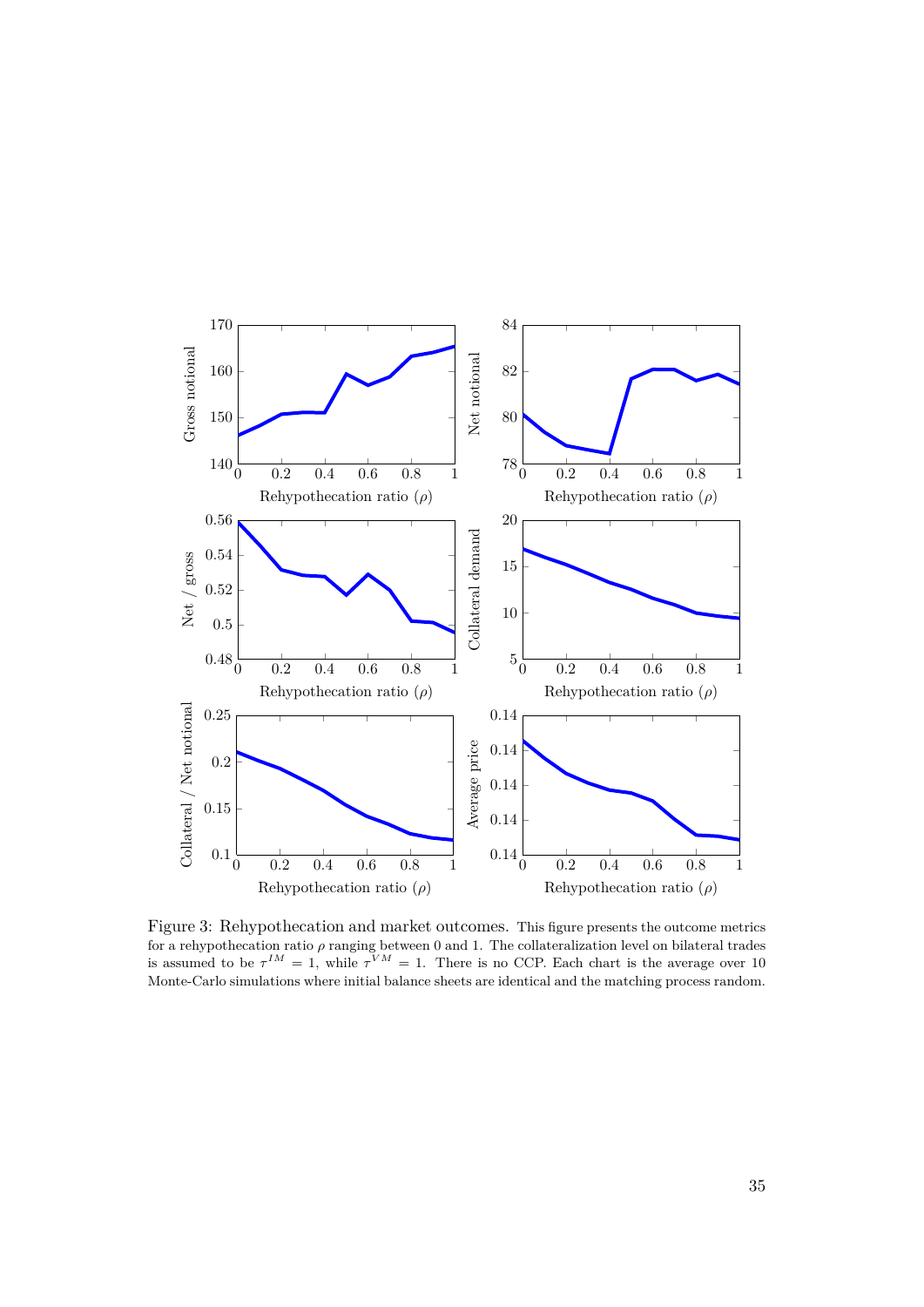Figure 3: Rehypothecation and market outcomes. This figure presents the outcome metrics for a rehypothecation ratio $\rho$ ranging between 0 and 1. The collateralization level on bilateral trades is assumed to be $\tau^{IM} = 1$, while $\tau^{VM} = 1$. There is no CCP. Each chart is the average over 10 Monte-Carlo simulations where initial balance sheets are identical and the matching process random.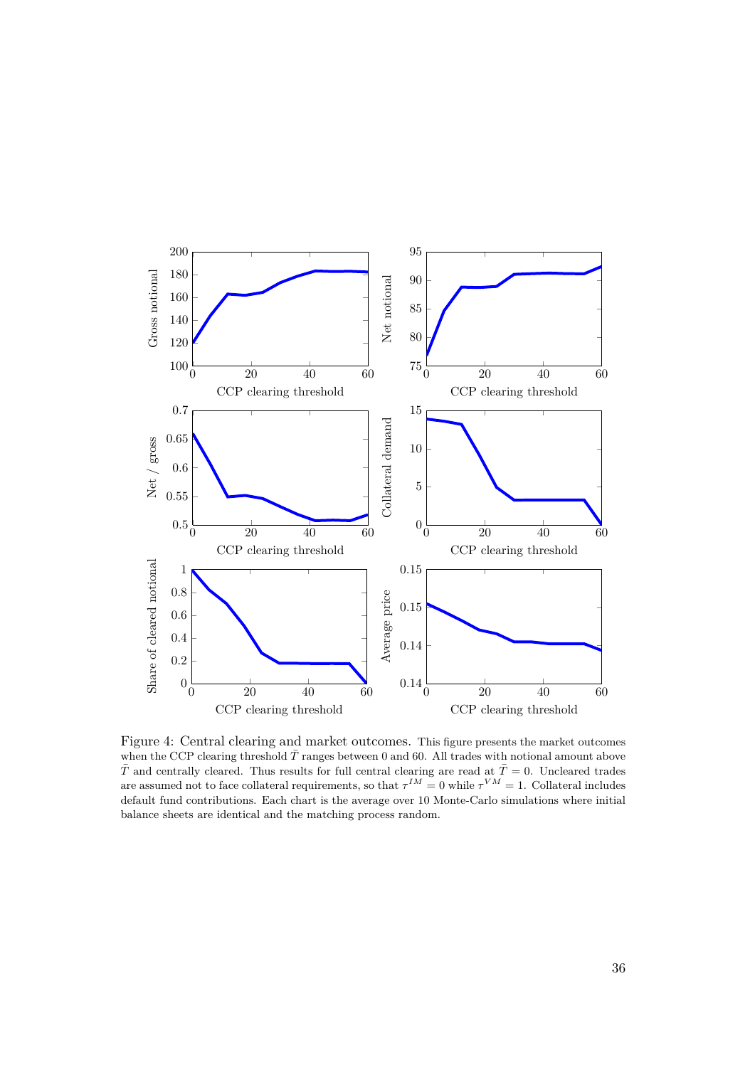Figure 4: Central clearing and market outcomes. This figure presents the market outcomes when the CCP clearing threshold $\bar{T}$ ranges between 0 and 60. All trades with notional amount above $\bar{T}$ and centrally cleared. Thus results for full central clearing are read at $\bar{T} = 0$. Uncleared trades are assumed not to face collateral requirements, so that $\tau^{IM} = 0$ while $\tau^{VM} = 1$. Collateral includes default fund contributions. Each chart is the average over 10 Monte-Carlo simulations where initial balance sheets are identical and the matching process random.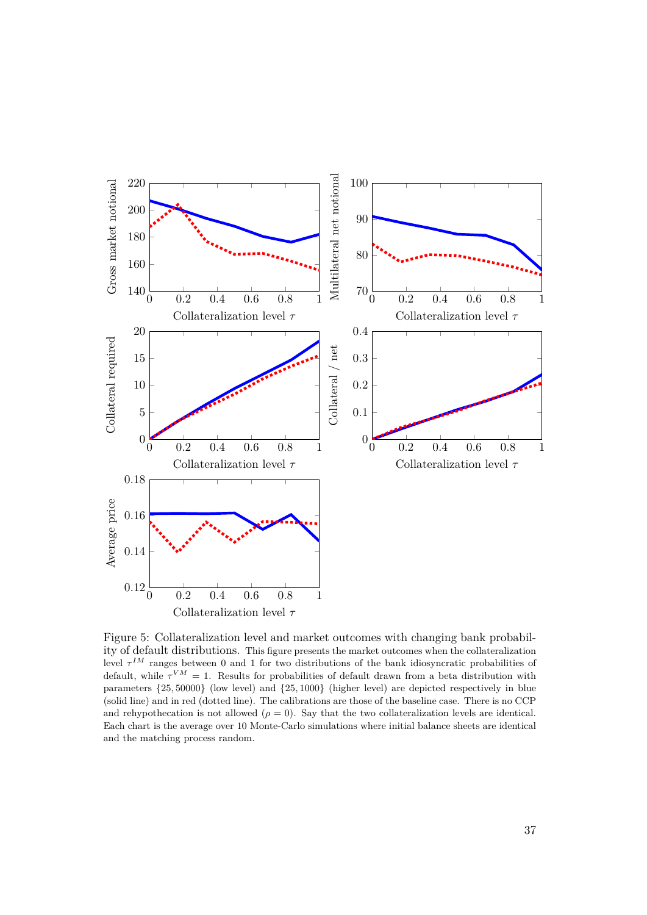Figure 5: Collateralization level and market outcomes with changing bank probability of default distributions. This figure presents the market outcomes when the collateralization level $\tau^{IM}$ ranges between 0 and 1 for two distributions of the bank idiosyncratic probabilities of default, while $\tau^{VM} = 1$. Results for probabilities of default drawn from a beta distribution with parameters $\{25, 50000\}$ (low level) and $\{25, 1000\}$ (higher level) are depicted respectively in blue (solid line) and in red (dotted line). The calibrations are those of the baseline case. There is no CCP and rehypothecation is not allowed ($\rho = 0$). Say that the two collateralization levels are identical. Each chart is the average over 10 Monte-Carlo simulations where initial balance sheets are identical and the matching process random.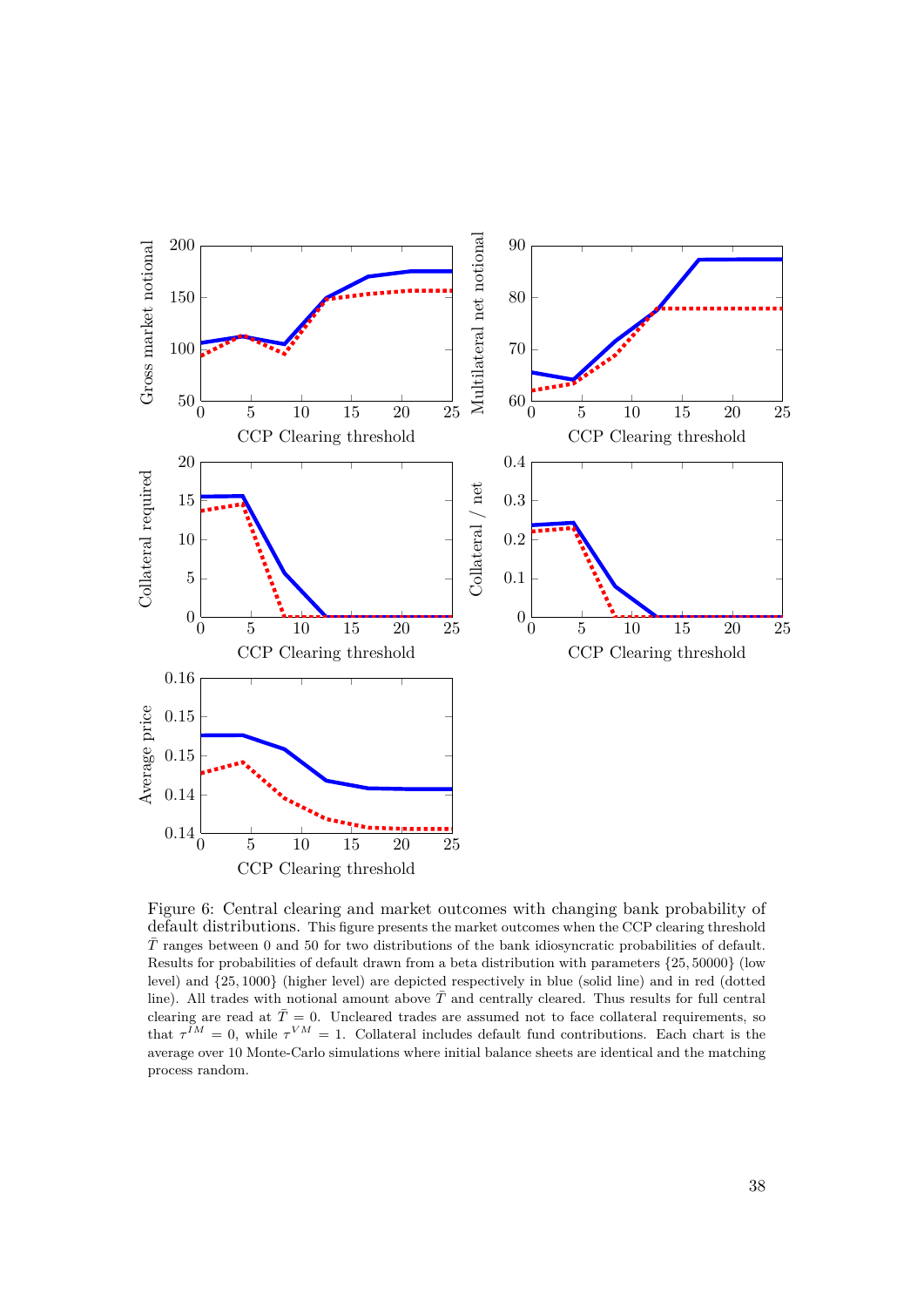Figure 6: Central clearing and market outcomes with changing bank probability of default distributions. This figure presents the market outcomes when the CCP clearing threshold $\bar{T}$ ranges between 0 and 50 for two distributions of the bank idiosyncratic probabilities of default. Results for probabilities of default drawn from a beta distribution with parameters $\{25, 50000\}$ (low level) and $\{25, 1000\}$ (higher level) are depicted respectively in blue (solid line) and in red (dotted line). All trades with notional amount above $\bar{T}$ and centrally cleared. Thus results for full central clearing are read at $\bar{T} = 0$. Uncleared trades are assumed not to face collateral requirements, so that $\tau^{IM} = 0$, while $\tau^{VM} = 1$. Collateral includes default fund contributions. Each chart is the average over 10 Monte-Carlo simulations where initial balance sheets are identical and the matching process random.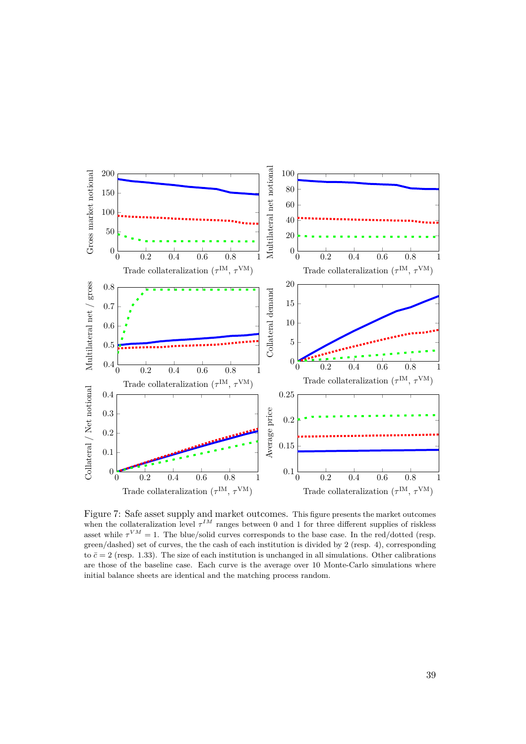Figure 7: Safe asset supply and market outcomes. This figure presents the market outcomes when the collateralization level $\tau^{IM}$ ranges between 0 and 1 for three different supplies of riskless asset while $\tau^{VM} = 1$. The blue/solid curves corresponds to the base case. In the red/dotted (resp. green/dashed) set of curves, the the cash of each institution is divided by 2 (resp. 4), corresponding to $\bar{c} = 2$ (resp. 1.33). The size of each institution is unchanged in all simulations. Other calibrations are those of the baseline case. Each curve is the average over 10 Monte-Carlo simulations where initial balance sheets are identical and the matching process random.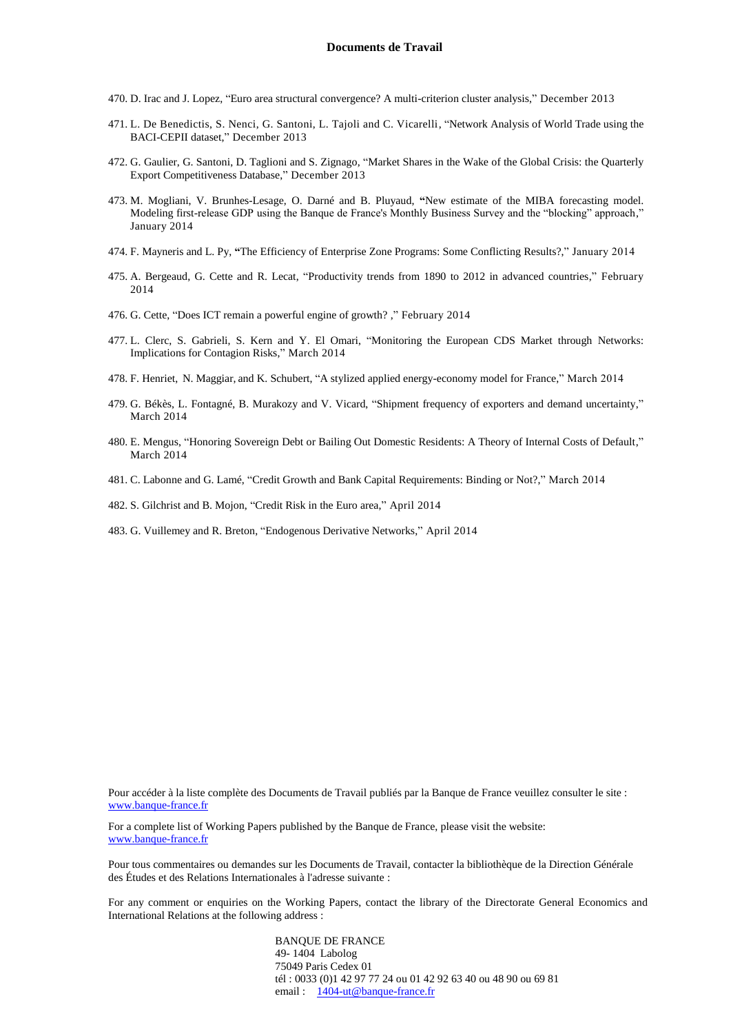# Documents de Travail

470. D. Irac and J. Lopez, "Euro area structural convergence? A multi-criterion cluster analysis," December 2013

471. L. De Benedictis, S. Nenci, G. Santoni, L. Tajoli and C. Vicarelli, "Network Analysis of World Trade using the BACI-CEPII dataset," December 2013

472. G. Gaulier, G. Santoni, D. Taglioni and S. Zignago, "Market Shares in the Wake of the Global Crisis: the Quarterly Export Competitiveness Database," December 2013

473. M. Mogliani, V. Brunhes-Lesage, O. Darné and B. Pluyaud, "New estimate of the MIBA forecasting model. Modeling first-release GDP using the Banque de France's Monthly Business Survey and the "blocking" approach," January 2014

474. F. Mayneris and L. Py, "The Efficiency of Enterprise Zone Programs: Some Conflicting Results?," January 2014

475. A. Bergeaud, G. Cette and R. Lecat, "Productivity trends from 1890 to 2012 in advanced countries," February 2014

476. G. Cette, "Does ICT remain a powerful engine of growth? ," February 2014

477. L. Clerc, S. Gabrieli, S. Kern and Y. El Omari, "Monitoring the European CDS Market through Networks: Implications for Contagion Risks," March 2014

478. F. Henriet, N. Maggiar, and K. Schubert, "A stylized applied energy-economy model for France," March 2014

479. G. Békès, L. Fontagné, B. Murakozy and V. Vicard, "Shipment frequency of exporters and demand uncertainty," March 2014

480. E. Mengus, "Honoring Sovereign Debt or Bailing Out Domestic Residents: A Theory of Internal Costs of Default," March 2014

481. C. Labonne and G. Lamé, "Credit Growth and Bank Capital Requirements: Binding or Not?," March 2014

482. S. Gilchrist and B. Mojon, "Credit Risk in the Euro area," April 2014

483. G. Vuillemey and R. Breton, "Endogenous Derivative Networks," April 2014

Pour accéder à la liste complète des Documents de Travail publiés par la Banque de France veuillez consulter le site : www.banque-france.fr

For a complete list of Working Papers published by the Banque de France, please visit the website: www.banque-france.fr

Pour tous commentaires ou demandes sur les Documents de Travail, contacter la bibliothèque de la Direction Générale des Études et des Relations Internationales à l'adresse suivante :

For any comment or enquiries on the Working Papers, contact the library of the Directorate General Economics and International Relations at the following address :

BANQUE DE FRANCE
49- 1404 Labolog
75049 Paris Cedex 01
tél : 0033 (0)1 42 97 77 24 ou 01 42 92 63 40 ou 48 90 ou 69 81
email : 1404-ut@banque-france.fr